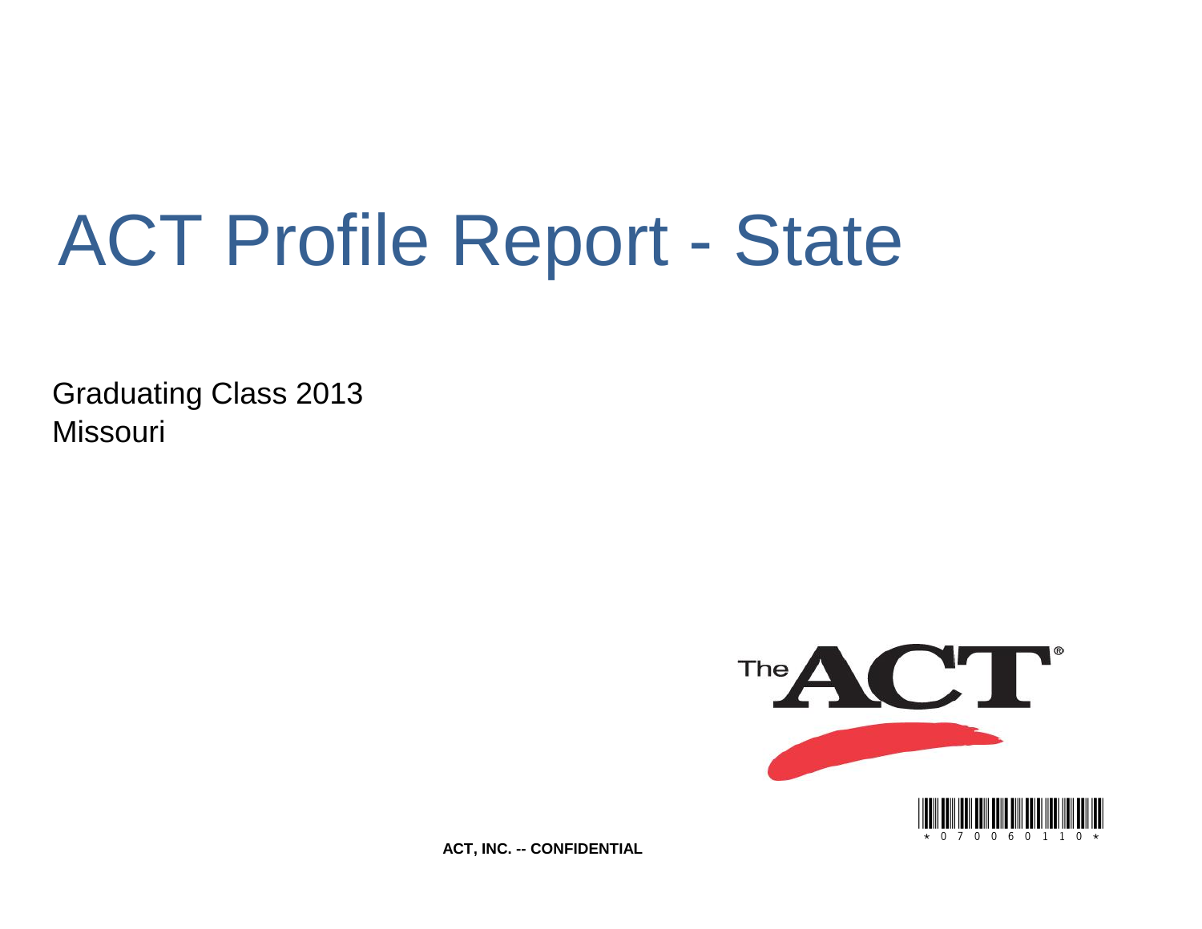# ACT Profile Report - State

Graduating Class 2013
Missouri

ACT, INC. -- CONFIDENTIAL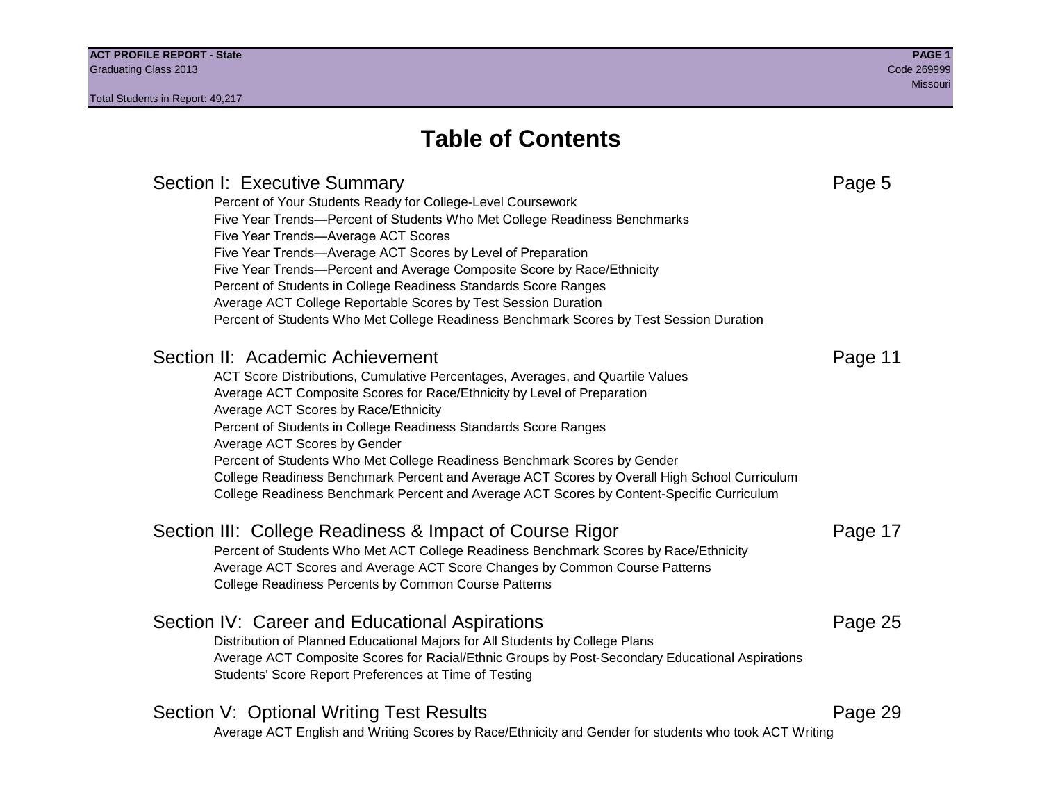# Table of Contents

## Section I: Executive Summary — Page 5

- Percent of Your Students Ready for College-Level Coursework
- Five Year Trends—Percent of Students Who Met College Readiness Benchmarks
- Five Year Trends—Average ACT Scores
- Five Year Trends—Average ACT Scores by Level of Preparation
- Five Year Trends—Percent and Average Composite Score by Race/Ethnicity
- Percent of Students in College Readiness Standards Score Ranges
- Average ACT College Reportable Scores by Test Session Duration
- Percent of Students Who Met College Readiness Benchmark Scores by Test Session Duration

## Section II: Academic Achievement — Page 11

- ACT Score Distributions, Cumulative Percentages, Averages, and Quartile Values
- Average ACT Composite Scores for Race/Ethnicity by Level of Preparation
- Average ACT Scores by Race/Ethnicity
- Percent of Students in College Readiness Standards Score Ranges
- Average ACT Scores by Gender
- Percent of Students Who Met College Readiness Benchmark Scores by Gender
- College Readiness Benchmark Percent and Average ACT Scores by Overall High School Curriculum
- College Readiness Benchmark Percent and Average ACT Scores by Content-Specific Curriculum

## Section III: College Readiness & Impact of Course Rigor — Page 17

- Percent of Students Who Met ACT College Readiness Benchmark Scores by Race/Ethnicity
- Average ACT Scores and Average ACT Score Changes by Common Course Patterns
- College Readiness Percents by Common Course Patterns

## Section IV: Career and Educational Aspirations — Page 25

- Distribution of Planned Educational Majors for All Students by College Plans
- Average ACT Composite Scores for Racial/Ethnic Groups by Post-Secondary Educational Aspirations
- Students' Score Report Preferences at Time of Testing

## Section V: Optional Writing Test Results — Page 29

- Average ACT English and Writing Scores by Race/Ethnicity and Gender for students who took ACT Writing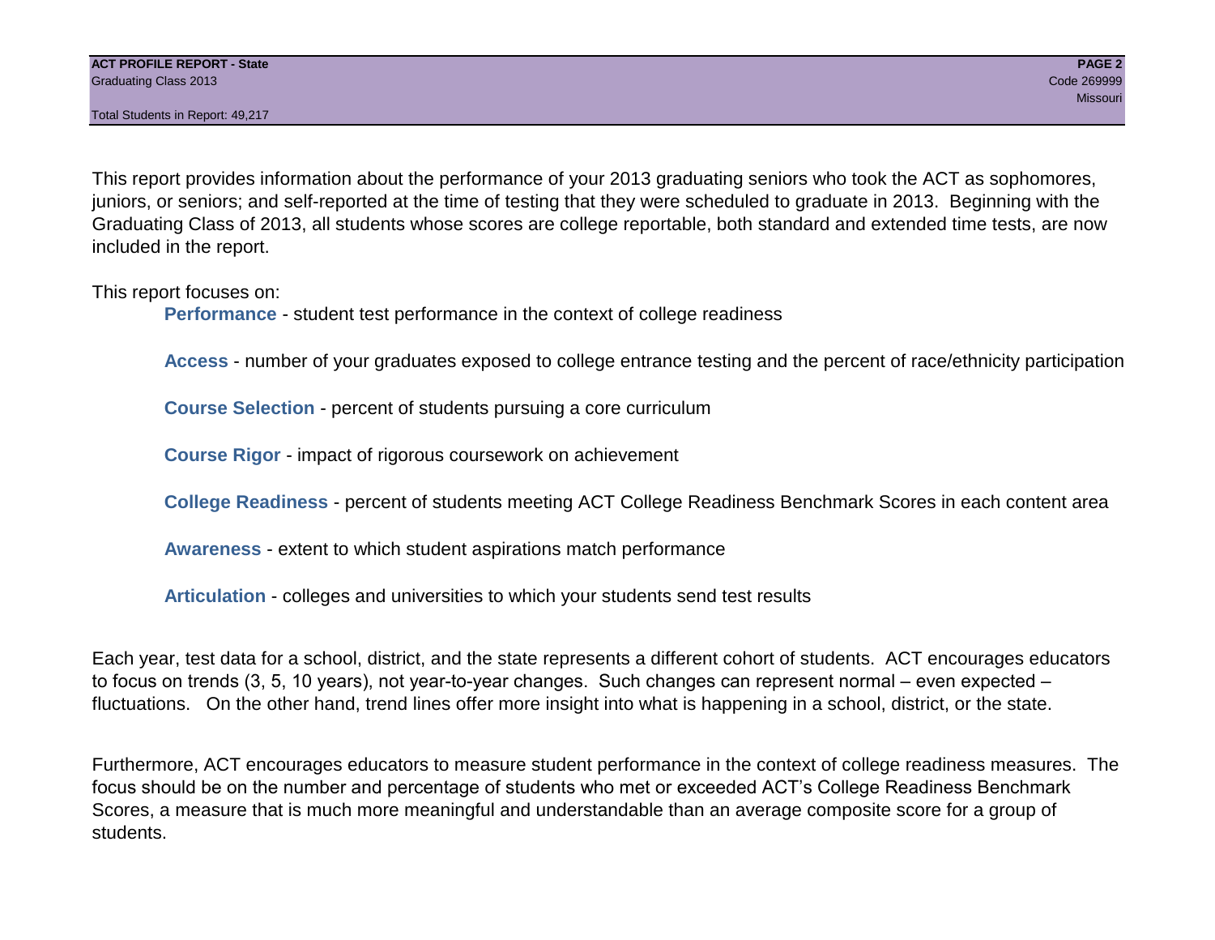This report provides information about the performance of your 2013 graduating seniors who took the ACT as sophomores, juniors, or seniors; and self-reported at the time of testing that they were scheduled to graduate in 2013. Beginning with the Graduating Class of 2013, all students whose scores are college reportable, both standard and extended time tests, are now included in the report.

This report focuses on:

- **Performance** - student test performance in the context of college readiness
- **Access** - number of your graduates exposed to college entrance testing and the percent of race/ethnicity participation
- **Course Selection** - percent of students pursuing a core curriculum
- **Course Rigor** - impact of rigorous coursework on achievement
- **College Readiness** - percent of students meeting ACT College Readiness Benchmark Scores in each content area
- **Awareness** - extent to which student aspirations match performance
- **Articulation** - colleges and universities to which your students send test results

Each year, test data for a school, district, and the state represents a different cohort of students. ACT encourages educators to focus on trends (3, 5, 10 years), not year-to-year changes. Such changes can represent normal – even expected – fluctuations. On the other hand, trend lines offer more insight into what is happening in a school, district, or the state.

Furthermore, ACT encourages educators to measure student performance in the context of college readiness measures. The focus should be on the number and percentage of students who met or exceeded ACT's College Readiness Benchmark Scores, a measure that is much more meaningful and understandable than an average composite score for a group of students.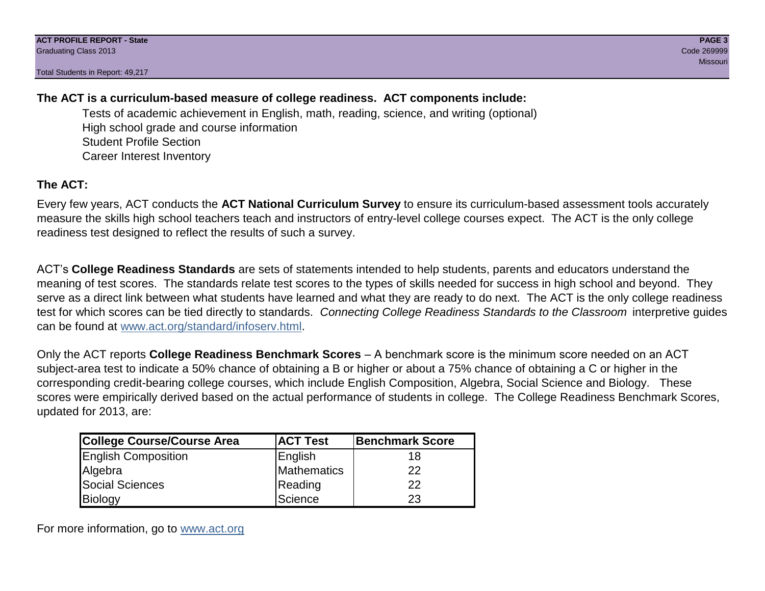**The ACT is a curriculum-based measure of college readiness. ACT components include:**

- Tests of academic achievement in English, math, reading, science, and writing (optional)
- High school grade and course information
- Student Profile Section
- Career Interest Inventory

**The ACT:**

Every few years, ACT conducts the **ACT National Curriculum Survey** to ensure its curriculum-based assessment tools accurately measure the skills high school teachers teach and instructors of entry-level college courses expect. The ACT is the only college readiness test designed to reflect the results of such a survey.

ACT's **College Readiness Standards** are sets of statements intended to help students, parents and educators understand the meaning of test scores. The standards relate test scores to the types of skills needed for success in high school and beyond. They serve as a direct link between what students have learned and what they are ready to do next. The ACT is the only college readiness test for which scores can be tied directly to standards. *Connecting College Readiness Standards to the Classroom* interpretive guides can be found at www.act.org/standard/infoserv.html.

Only the ACT reports **College Readiness Benchmark Scores** – A benchmark score is the minimum score needed on an ACT subject-area test to indicate a 50% chance of obtaining a B or higher or about a 75% chance of obtaining a C or higher in the corresponding credit-bearing college courses, which include English Composition, Algebra, Social Science and Biology. These scores were empirically derived based on the actual performance of students in college. The College Readiness Benchmark Scores, updated for 2013, are:

| College Course/Course Area | ACT Test | Benchmark Score |
|---|---|---|
| English Composition | English | 18 |
| Algebra | Mathematics | 22 |
| Social Sciences | Reading | 22 |
| Biology | Science | 23 |

For more information, go to www.act.org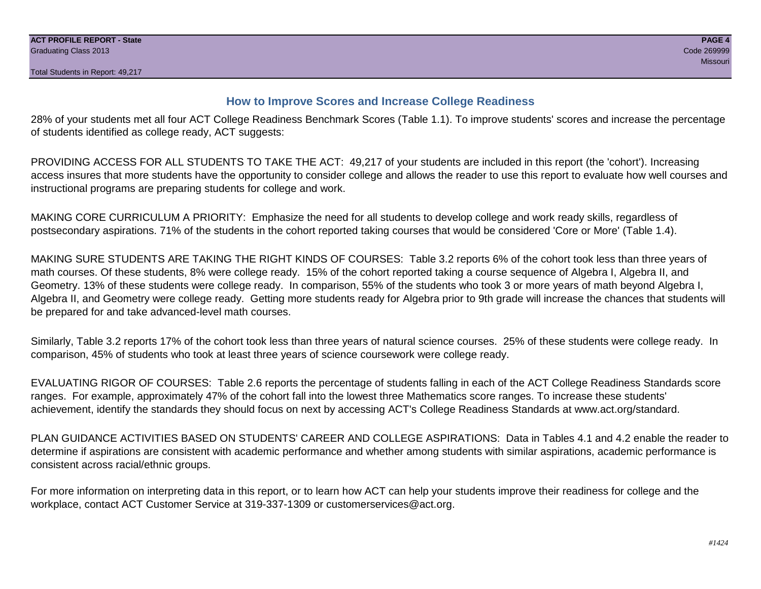## How to Improve Scores and Increase College Readiness

28% of your students met all four ACT College Readiness Benchmark Scores (Table 1.1). To improve students' scores and increase the percentage of students identified as college ready, ACT suggests:

PROVIDING ACCESS FOR ALL STUDENTS TO TAKE THE ACT: 49,217 of your students are included in this report (the 'cohort'). Increasing access insures that more students have the opportunity to consider college and allows the reader to use this report to evaluate how well courses and instructional programs are preparing students for college and work.

MAKING CORE CURRICULUM A PRIORITY: Emphasize the need for all students to develop college and work ready skills, regardless of postsecondary aspirations. 71% of the students in the cohort reported taking courses that would be considered 'Core or More' (Table 1.4).

MAKING SURE STUDENTS ARE TAKING THE RIGHT KINDS OF COURSES: Table 3.2 reports 6% of the cohort took less than three years of math courses. Of these students, 8% were college ready. 15% of the cohort reported taking a course sequence of Algebra I, Algebra II, and Geometry. 13% of these students were college ready. In comparison, 55% of the students who took 3 or more years of math beyond Algebra I, Algebra II, and Geometry were college ready. Getting more students ready for Algebra prior to 9th grade will increase the chances that students will be prepared for and take advanced-level math courses.

Similarly, Table 3.2 reports 17% of the cohort took less than three years of natural science courses. 25% of these students were college ready. In comparison, 45% of students who took at least three years of science coursework were college ready.

EVALUATING RIGOR OF COURSES: Table 2.6 reports the percentage of students falling in each of the ACT College Readiness Standards score ranges. For example, approximately 47% of the cohort fall into the lowest three Mathematics score ranges. To increase these students' achievement, identify the standards they should focus on next by accessing ACT's College Readiness Standards at www.act.org/standard.

PLAN GUIDANCE ACTIVITIES BASED ON STUDENTS' CAREER AND COLLEGE ASPIRATIONS: Data in Tables 4.1 and 4.2 enable the reader to determine if aspirations are consistent with academic performance and whether among students with similar aspirations, academic performance is consistent across racial/ethnic groups.

For more information on interpreting data in this report, or to learn how ACT can help your students improve their readiness for college and the workplace, contact ACT Customer Service at 319-337-1309 or customerservices@act.org.

#1424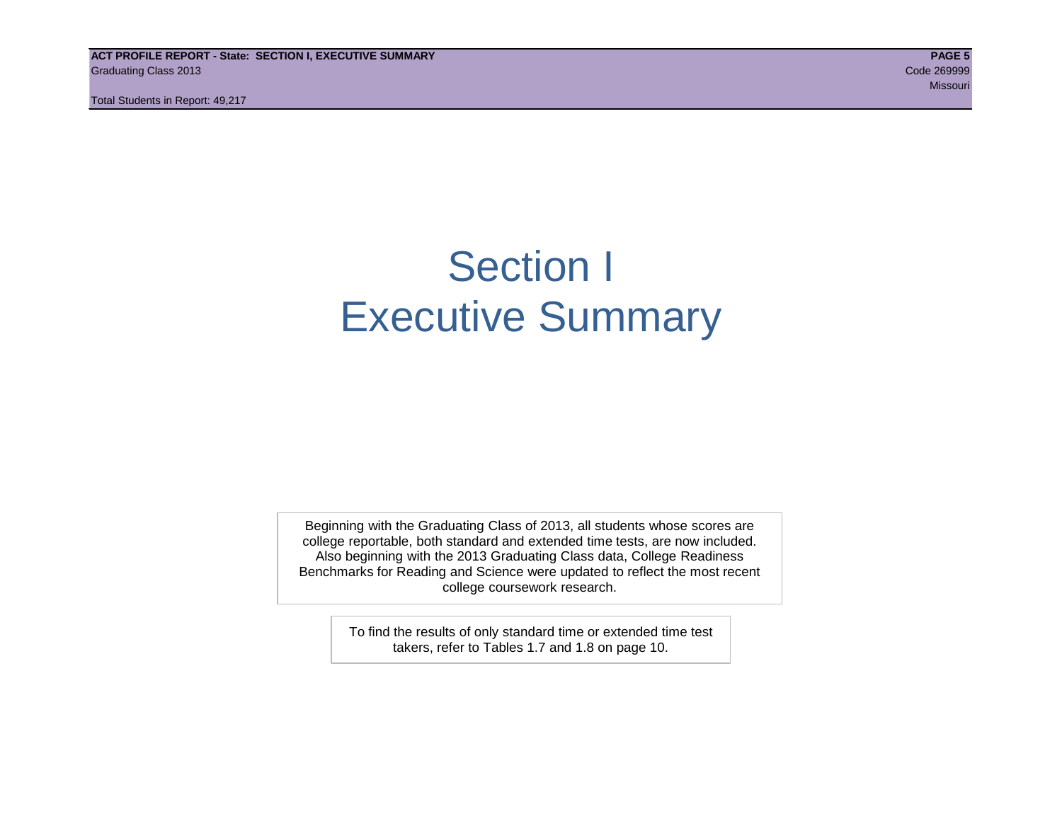# Section I
# Executive Summary

Beginning with the Graduating Class of 2013, all students whose scores are college reportable, both standard and extended time tests, are now included. Also beginning with the 2013 Graduating Class data, College Readiness Benchmarks for Reading and Science were updated to reflect the most recent college coursework research.

To find the results of only standard time or extended time test takers, refer to Tables 1.7 and 1.8 on page 10.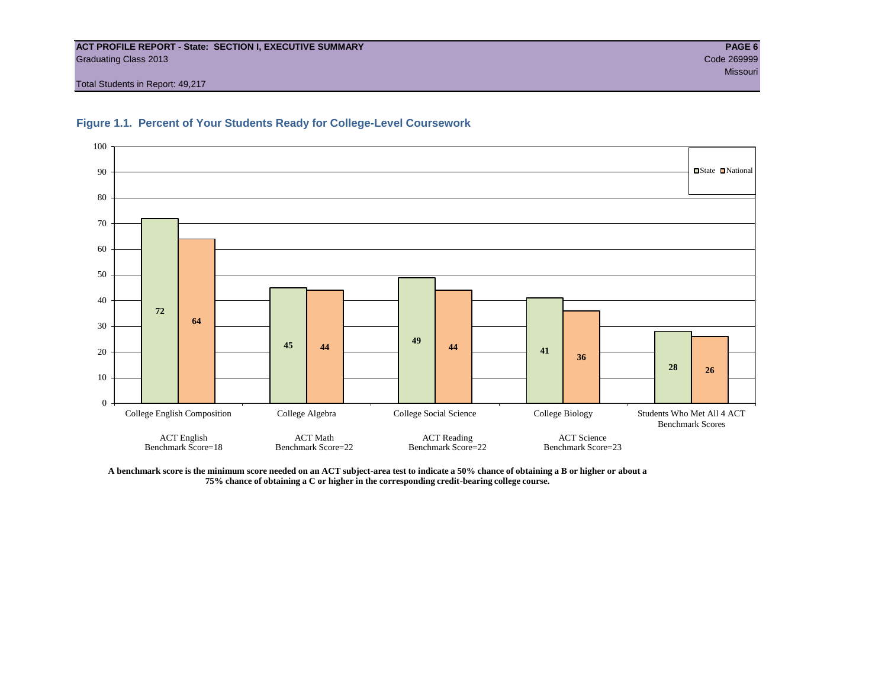**ACT PROFILE REPORT - State: SECTION I, EXECUTIVE SUMMARY**
Graduating Class 2013
Code 269999
Missouri
Total Students in Report: 49,217

### Figure 1.1. Percent of Your Students Ready for College-Level Coursework

| | State | National |
|---|---|---|
| College English Composition (ACT English Benchmark Score=18) | 72 | 64 |
| College Algebra (ACT Math Benchmark Score=22) | 45 | 44 |
| College Social Science (ACT Reading Benchmark Score=22) | 49 | 44 |
| College Biology (ACT Science Benchmark Score=23) | 41 | 36 |
| Students Who Met All 4 ACT Benchmark Scores | 28 | 26 |

**A benchmark score is the minimum score needed on an ACT subject-area test to indicate a 50% chance of obtaining a B or higher or about a 75% chance of obtaining a C or higher in the corresponding credit-bearing college course.**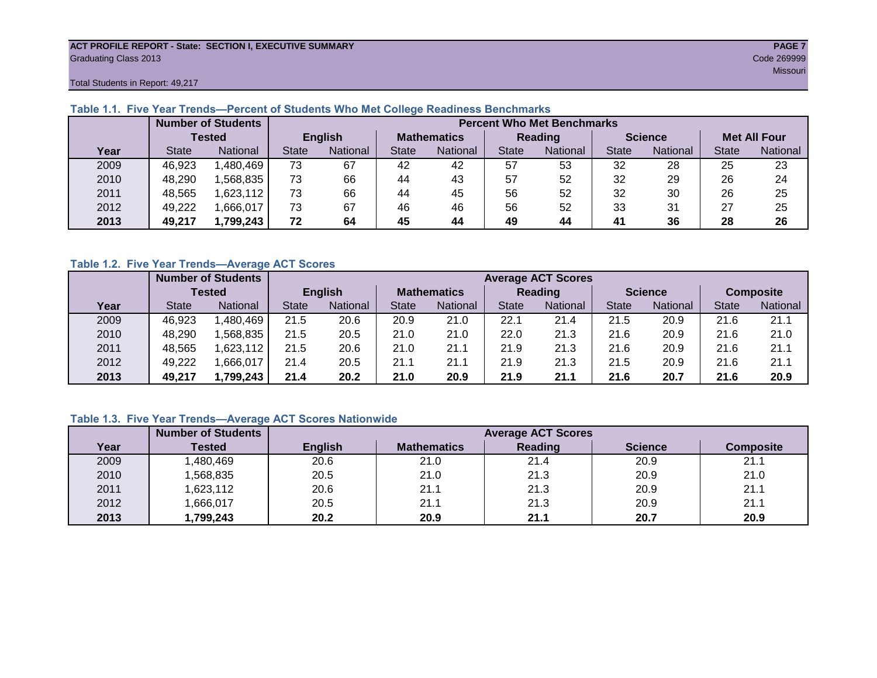ACT PROFILE REPORT - State: SECTION I, EXECUTIVE SUMMARY
Graduating Class 2013
Code 269999
Missouri
Total Students in Report: 49,217

### Table 1.1. Five Year Trends—Percent of Students Who Met College Readiness Benchmarks

| | Number of Students Tested | | Percent Who Met Benchmarks | | | | | | | | | |
|---|---|---|---|---|---|---|---|---|---|---|---|---|
| | | | English | | Mathematics | | Reading | | Science | | Met All Four | |
| Year | State | National | State | National | State | National | State | National | State | National | State | National |
| 2009 | 46,923 | 1,480,469 | 73 | 67 | 42 | 42 | 57 | 53 | 32 | 28 | 25 | 23 |
| 2010 | 48,290 | 1,568,835 | 73 | 66 | 44 | 43 | 57 | 52 | 32 | 29 | 26 | 24 |
| 2011 | 48,565 | 1,623,112 | 73 | 66 | 44 | 45 | 56 | 52 | 32 | 30 | 26 | 25 |
| 2012 | 49,222 | 1,666,017 | 73 | 67 | 46 | 46 | 56 | 52 | 33 | 31 | 27 | 25 |
| **2013** | **49,217** | **1,799,243** | **72** | **64** | **45** | **44** | **49** | **44** | **41** | **36** | **28** | **26** |

### Table 1.2. Five Year Trends—Average ACT Scores

| | Number of Students Tested | | Average ACT Scores | | | | | | | | | |
|---|---|---|---|---|---|---|---|---|---|---|---|---|
| | | | English | | Mathematics | | Reading | | Science | | Composite | |
| Year | State | National | State | National | State | National | State | National | State | National | State | National |
| 2009 | 46,923 | 1,480,469 | 21.5 | 20.6 | 20.9 | 21.0 | 22.1 | 21.4 | 21.5 | 20.9 | 21.6 | 21.1 |
| 2010 | 48,290 | 1,568,835 | 21.5 | 20.5 | 21.0 | 21.0 | 22.0 | 21.3 | 21.6 | 20.9 | 21.6 | 21.0 |
| 2011 | 48,565 | 1,623,112 | 21.5 | 20.6 | 21.0 | 21.1 | 21.9 | 21.3 | 21.6 | 20.9 | 21.6 | 21.1 |
| 2012 | 49,222 | 1,666,017 | 21.4 | 20.5 | 21.1 | 21.1 | 21.9 | 21.3 | 21.5 | 20.9 | 21.6 | 21.1 |
| **2013** | **49,217** | **1,799,243** | **21.4** | **20.2** | **21.0** | **20.9** | **21.9** | **21.1** | **21.6** | **20.7** | **21.6** | **20.9** |

### Table 1.3. Five Year Trends—Average ACT Scores Nationwide

| | Number of Students | Average ACT Scores | | | | |
|---|---|---|---|---|---|---|
| Year | Tested | English | Mathematics | Reading | Science | Composite |
| 2009 | 1,480,469 | 20.6 | 21.0 | 21.4 | 20.9 | 21.1 |
| 2010 | 1,568,835 | 20.5 | 21.0 | 21.3 | 20.9 | 21.0 |
| 2011 | 1,623,112 | 20.6 | 21.1 | 21.3 | 20.9 | 21.1 |
| 2012 | 1,666,017 | 20.5 | 21.1 | 21.3 | 20.9 | 21.1 |
| **2013** | **1,799,243** | **20.2** | **20.9** | **21.1** | **20.7** | **20.9** |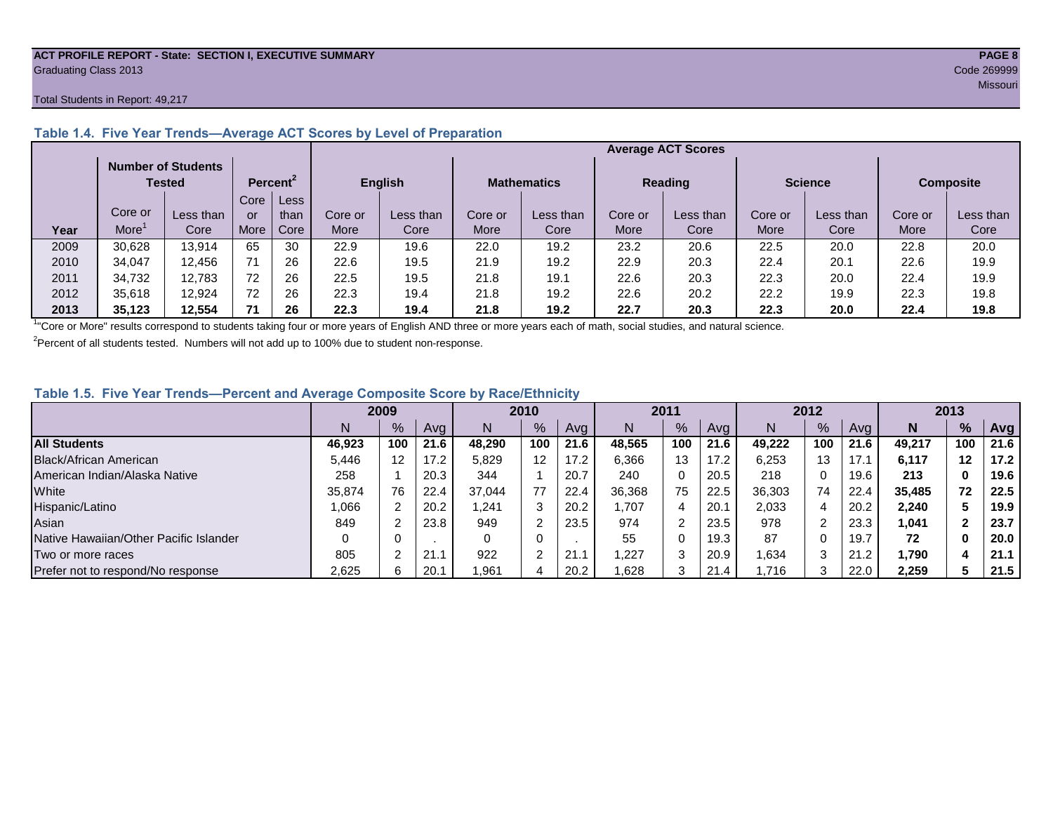ACT PROFILE REPORT - State: SECTION I, EXECUTIVE SUMMARY

Graduating Class 2013

Code 269999

Missouri

Total Students in Report: 49,217

### Table 1.4. Five Year Trends—Average ACT Scores by Level of Preparation

| | Number of Students Tested | | Percent[2] | | Average ACT Scores | | | | | | | | | |
|---|---|---|---|---|---|---|---|---|---|---|---|---|---|---|
| | | | | | English | | Mathematics | | Reading | | Science | | Composite | |
| Year | Core or More[1] | Less than Core | Core or More | Less than Core | Core or More | Less than Core | Core or More | Less than Core | Core or More | Less than Core | Core or More | Less than Core | Core or More | Less than Core |
| 2009 | 30,628 | 13,914 | 65 | 30 | 22.9 | 19.6 | 22.0 | 19.2 | 23.2 | 20.6 | 22.5 | 20.0 | 22.8 | 20.0 |
| 2010 | 34,047 | 12,456 | 71 | 26 | 22.6 | 19.5 | 21.9 | 19.2 | 22.9 | 20.3 | 22.4 | 20.1 | 22.6 | 19.9 |
| 2011 | 34,732 | 12,783 | 72 | 26 | 22.5 | 19.5 | 21.8 | 19.1 | 22.6 | 20.3 | 22.3 | 20.0 | 22.4 | 19.9 |
| 2012 | 35,618 | 12,924 | 72 | 26 | 22.3 | 19.4 | 21.8 | 19.2 | 22.6 | 20.2 | 22.2 | 19.9 | 22.3 | 19.8 |
| **2013** | **35,123** | **12,554** | **71** | **26** | **22.3** | **19.4** | **21.8** | **19.2** | **22.7** | **20.3** | **22.3** | **20.0** | **22.4** | **19.8** |

[1]"Core or More" results correspond to students taking four or more years of English AND three or more years each of math, social studies, and natural science.

[2]Percent of all students tested. Numbers will not add up to 100% due to student non-response.

### Table 1.5. Five Year Trends—Percent and Average Composite Score by Race/Ethnicity

| | 2009 | | | 2010 | | | 2011 | | | 2012 | | | **2013** | | |
|---|---|---|---|---|---|---|---|---|---|---|---|---|---|---|---|
| | N | % | Avg | N | % | Avg | N | % | Avg | N | % | Avg | **N** | **%** | **Avg** |
| **All Students** | **46,923** | **100** | **21.6** | **48,290** | **100** | **21.6** | **48,565** | **100** | **21.6** | **49,222** | **100** | **21.6** | **49,217** | **100** | **21.6** |
| Black/African American | 5,446 | 12 | 17.2 | 5,829 | 12 | 17.2 | 6,366 | 13 | 17.2 | 6,253 | 13 | 17.1 | **6,117** | **12** | **17.2** |
| American Indian/Alaska Native | 258 | 1 | 20.3 | 344 | 1 | 20.7 | 240 | 0 | 20.5 | 218 | 0 | 19.6 | **213** | **0** | **19.6** |
| White | 35,874 | 76 | 22.4 | 37,044 | 77 | 22.4 | 36,368 | 75 | 22.5 | 36,303 | 74 | 22.4 | **35,485** | **72** | **22.5** |
| Hispanic/Latino | 1,066 | 2 | 20.2 | 1,241 | 3 | 20.2 | 1,707 | 4 | 20.1 | 2,033 | 4 | 20.2 | **2,240** | **5** | **19.9** |
| Asian | 849 | 2 | 23.8 | 949 | 2 | 23.5 | 974 | 2 | 23.5 | 978 | 2 | 23.3 | **1,041** | **2** | **23.7** |
| Native Hawaiian/Other Pacific Islander | 0 | 0 | . | 0 | 0 | . | 55 | 0 | 19.3 | 87 | 0 | 19.7 | **72** | **0** | **20.0** |
| Two or more races | 805 | 2 | 21.1 | 922 | 2 | 21.1 | 1,227 | 3 | 20.9 | 1,634 | 3 | 21.2 | **1,790** | **4** | **21.1** |
| Prefer not to respond/No response | 2,625 | 6 | 20.1 | 1,961 | 4 | 20.2 | 1,628 | 3 | 21.4 | 1,716 | 3 | 22.0 | **2,259** | **5** | **21.5** |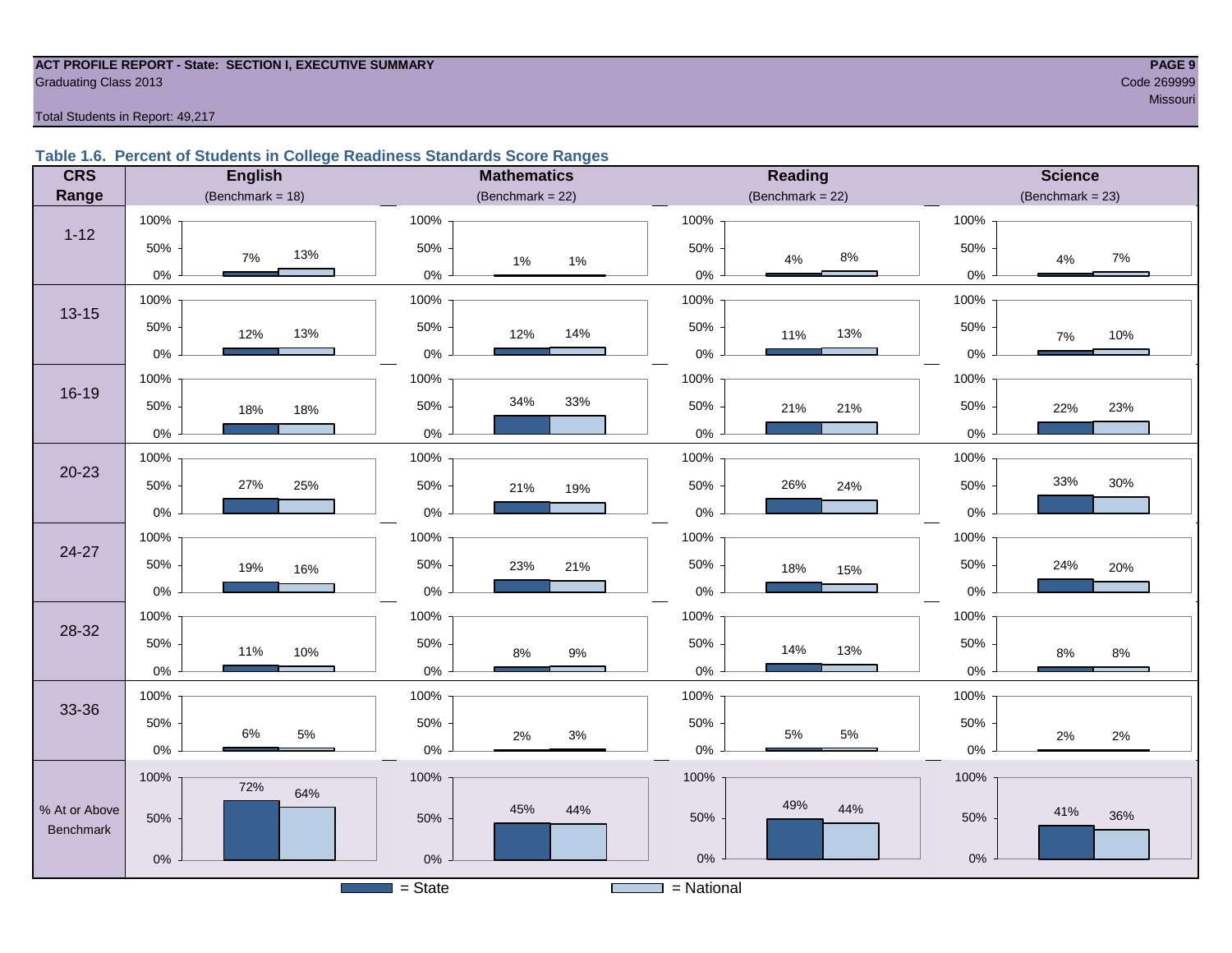ACT PROFILE REPORT - State: SECTION I, EXECUTIVE SUMMARY
Graduating Class 2013
Code 269999
Missouri

Total Students in Report: 49,217

### Table 1.6. Percent of Students in College Readiness Standards Score Ranges

| CRS Range | English (Benchmark = 18) State | English National | Mathematics (Benchmark = 22) State | Mathematics National | Reading (Benchmark = 22) State | Reading National | Science (Benchmark = 23) State | Science National |
|---|---|---|---|---|---|---|---|---|
| 1-12 | 7% | 13% | 1% | 1% | 4% | 8% | 4% | 7% |
| 13-15 | 12% | 13% | 12% | 14% | 11% | 13% | 7% | 10% |
| 16-19 | 18% | 18% | 34% | 33% | 21% | 21% | 22% | 23% |
| 20-23 | 27% | 25% | 21% | 19% | 26% | 24% | 33% | 30% |
| 24-27 | 19% | 16% | 23% | 21% | 18% | 15% | 24% | 20% |
| 28-32 | 11% | 10% | 8% | 9% | 14% | 13% | 8% | 8% |
| 33-36 | 6% | 5% | 2% | 3% | 5% | 5% | 2% | 2% |
| % At or Above Benchmark | 72% | 64% | 45% | 44% | 49% | 44% | 41% | 36% |

■ = State  □ = National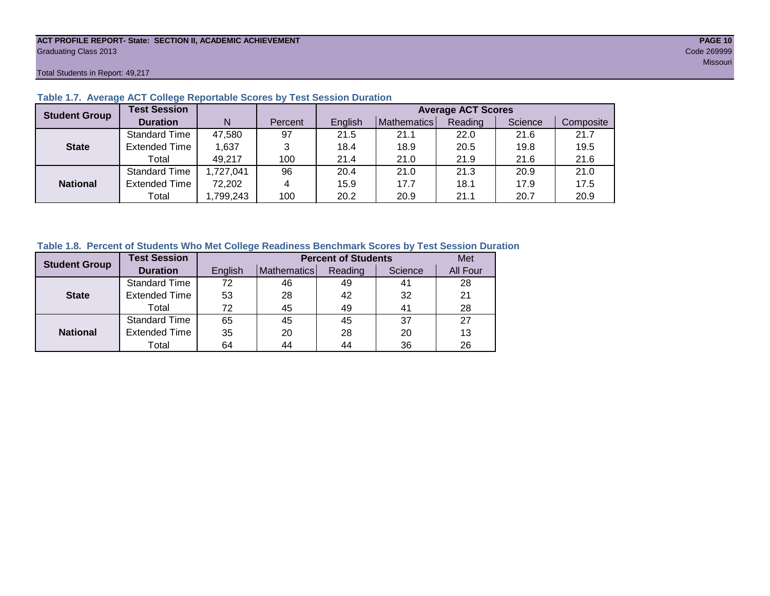ACT PROFILE REPORT- State: SECTION II, ACADEMIC ACHIEVEMENT
Graduating Class 2013
Code 269999
Missouri

Total Students in Report: 49,217

### Table 1.7. Average ACT College Reportable Scores by Test Session Duration

| Student Group | Test Session Duration | N | Percent | Average ACT Scores | | | | |
|---|---|---|---|---|---|---|---|---|
| | | | | English | Mathematics | Reading | Science | Composite |
| State | Standard Time | 47,580 | 97 | 21.5 | 21.1 | 22.0 | 21.6 | 21.7 |
| | Extended Time | 1,637 | 3 | 18.4 | 18.9 | 20.5 | 19.8 | 19.5 |
| | Total | 49,217 | 100 | 21.4 | 21.0 | 21.9 | 21.6 | 21.6 |
| National | Standard Time | 1,727,041 | 96 | 20.4 | 21.0 | 21.3 | 20.9 | 21.0 |
| | Extended Time | 72,202 | 4 | 15.9 | 17.7 | 18.1 | 17.9 | 17.5 |
| | Total | 1,799,243 | 100 | 20.2 | 20.9 | 21.1 | 20.7 | 20.9 |

### Table 1.8. Percent of Students Who Met College Readiness Benchmark Scores by Test Session Duration

| Student Group | Test Session Duration | Percent of Students | | | | Met |
|---|---|---|---|---|---|---|
| | | English | Mathematics | Reading | Science | All Four |
| State | Standard Time | 72 | 46 | 49 | 41 | 28 |
| | Extended Time | 53 | 28 | 42 | 32 | 21 |
| | Total | 72 | 45 | 49 | 41 | 28 |
| National | Standard Time | 65 | 45 | 45 | 37 | 27 |
| | Extended Time | 35 | 20 | 28 | 20 | 13 |
| | Total | 64 | 44 | 44 | 36 | 26 |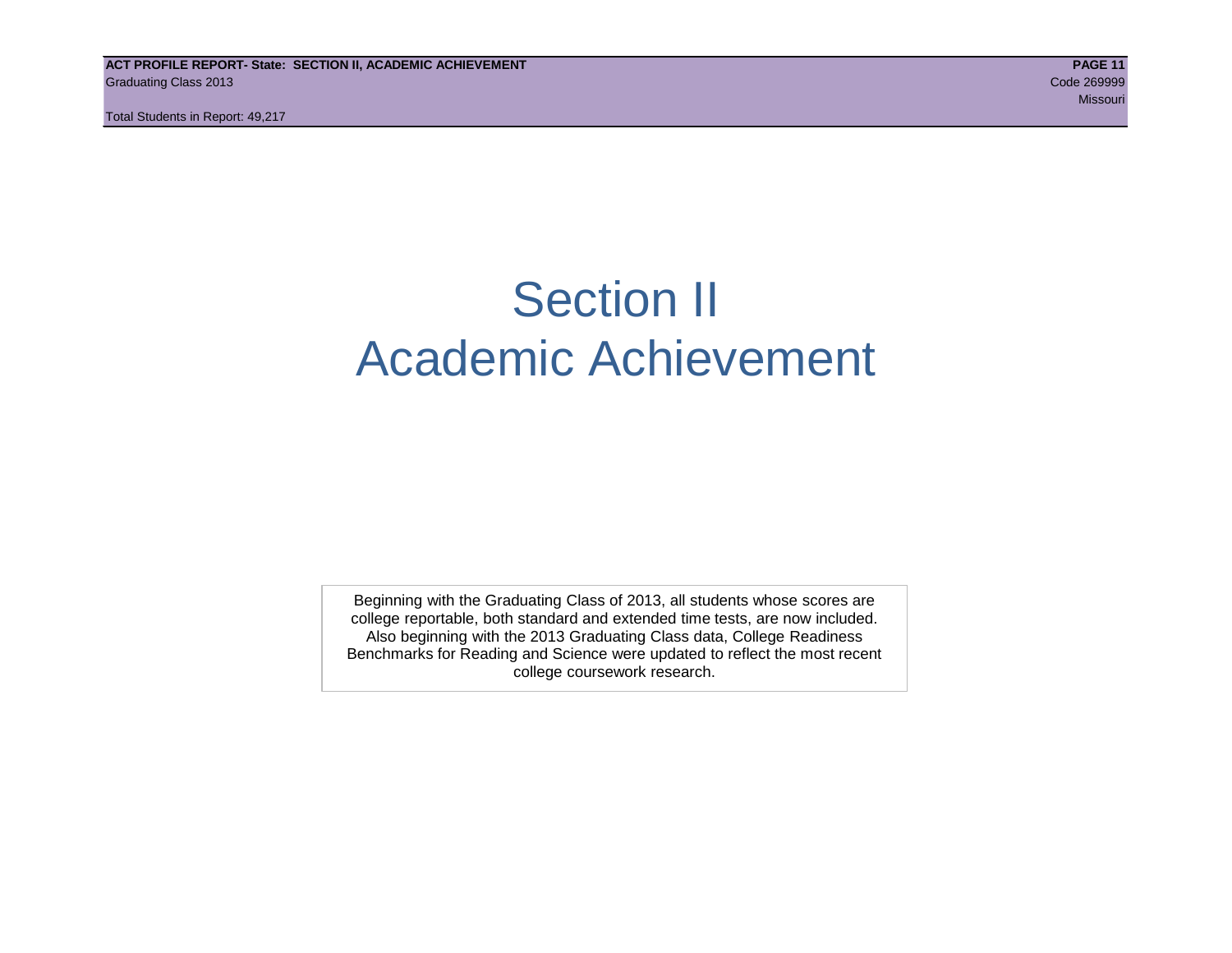# Section II
# Academic Achievement

Beginning with the Graduating Class of 2013, all students whose scores are college reportable, both standard and extended time tests, are now included. Also beginning with the 2013 Graduating Class data, College Readiness Benchmarks for Reading and Science were updated to reflect the most recent college coursework research.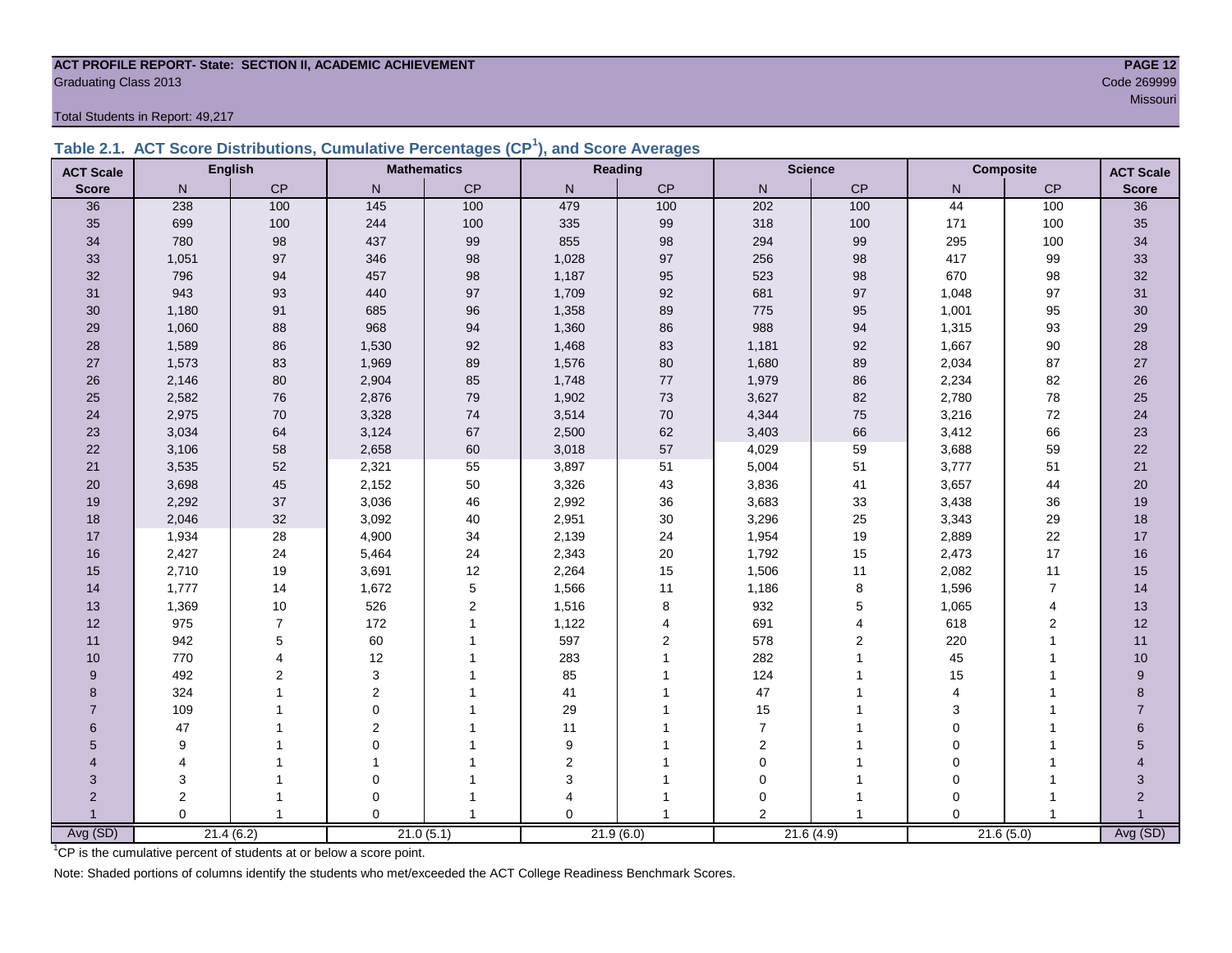**ACT PROFILE REPORT- State: SECTION II, ACADEMIC ACHIEVEMENT**
Graduating Class 2013

Code 269999
Missouri

Total Students in Report: 49,217

## Table 2.1. ACT Score Distributions, Cumulative Percentages (CP[1]), and Score Averages

| ACT Scale | English | | Mathematics | | Reading | | Science | | Composite | | ACT Scale |
|---|---|---|---|---|---|---|---|---|---|---|---|
| Score | N | CP | N | CP | N | CP | N | CP | N | CP | Score |
| 36 | 238 | 100 | 145 | 100 | 479 | 100 | 202 | 100 | 44 | 100 | 36 |
| 35 | 699 | 100 | 244 | 100 | 335 | 99 | 318 | 100 | 171 | 100 | 35 |
| 34 | 780 | 98 | 437 | 99 | 855 | 98 | 294 | 99 | 295 | 100 | 34 |
| 33 | 1,051 | 97 | 346 | 98 | 1,028 | 97 | 256 | 98 | 417 | 99 | 33 |
| 32 | 796 | 94 | 457 | 98 | 1,187 | 95 | 523 | 98 | 670 | 98 | 32 |
| 31 | 943 | 93 | 440 | 97 | 1,709 | 92 | 681 | 97 | 1,048 | 97 | 31 |
| 30 | 1,180 | 91 | 685 | 96 | 1,358 | 89 | 775 | 95 | 1,001 | 95 | 30 |
| 29 | 1,060 | 88 | 968 | 94 | 1,360 | 86 | 988 | 94 | 1,315 | 93 | 29 |
| 28 | 1,589 | 86 | 1,530 | 92 | 1,468 | 83 | 1,181 | 92 | 1,667 | 90 | 28 |
| 27 | 1,573 | 83 | 1,969 | 89 | 1,576 | 80 | 1,680 | 89 | 2,034 | 87 | 27 |
| 26 | 2,146 | 80 | 2,904 | 85 | 1,748 | 77 | 1,979 | 86 | 2,234 | 82 | 26 |
| 25 | 2,582 | 76 | 2,876 | 79 | 1,902 | 73 | 3,627 | 82 | 2,780 | 78 | 25 |
| 24 | 2,975 | 70 | 3,328 | 74 | 3,514 | 70 | 4,344 | 75 | 3,216 | 72 | 24 |
| 23 | 3,034 | 64 | 3,124 | 67 | 2,500 | 62 | 3,403 | 66 | 3,412 | 66 | 23 |
| 22 | 3,106 | 58 | 2,658 | 60 | 3,018 | 57 | 4,029 | 59 | 3,688 | 59 | 22 |
| 21 | 3,535 | 52 | 2,321 | 55 | 3,897 | 51 | 5,004 | 51 | 3,777 | 51 | 21 |
| 20 | 3,698 | 45 | 2,152 | 50 | 3,326 | 43 | 3,836 | 41 | 3,657 | 44 | 20 |
| 19 | 2,292 | 37 | 3,036 | 46 | 2,992 | 36 | 3,683 | 33 | 3,438 | 36 | 19 |
| 18 | 2,046 | 32 | 3,092 | 40 | 2,951 | 30 | 3,296 | 25 | 3,343 | 29 | 18 |
| 17 | 1,934 | 28 | 4,900 | 34 | 2,139 | 24 | 1,954 | 19 | 2,889 | 22 | 17 |
| 16 | 2,427 | 24 | 5,464 | 24 | 2,343 | 20 | 1,792 | 15 | 2,473 | 17 | 16 |
| 15 | 2,710 | 19 | 3,691 | 12 | 2,264 | 15 | 1,506 | 11 | 2,082 | 11 | 15 |
| 14 | 1,777 | 14 | 1,672 | 5 | 1,566 | 11 | 1,186 | 8 | 1,596 | 7 | 14 |
| 13 | 1,369 | 10 | 526 | 2 | 1,516 | 8 | 932 | 5 | 1,065 | 4 | 13 |
| 12 | 975 | 7 | 172 | 1 | 1,122 | 4 | 691 | 4 | 618 | 2 | 12 |
| 11 | 942 | 5 | 60 | 1 | 597 | 2 | 578 | 2 | 220 | 1 | 11 |
| 10 | 770 | 4 | 12 | 1 | 283 | 1 | 282 | 1 | 45 | 1 | 10 |
| 9 | 492 | 2 | 3 | 1 | 85 | 1 | 124 | 1 | 15 | 1 | 9 |
| 8 | 324 | 1 | 2 | 1 | 41 | 1 | 47 | 1 | 4 | 1 | 8 |
| 7 | 109 | 1 | 0 | 1 | 29 | 1 | 15 | 1 | 3 | 1 | 7 |
| 6 | 47 | 1 | 2 | 1 | 11 | 1 | 7 | 1 | 0 | 1 | 6 |
| 5 | 9 | 1 | 0 | 1 | 9 | 1 | 2 | 1 | 0 | 1 | 5 |
| 4 | 4 | 1 | 1 | 1 | 2 | 1 | 0 | 1 | 0 | 1 | 4 |
| 3 | 3 | 1 | 0 | 1 | 3 | 1 | 0 | 1 | 0 | 1 | 3 |
| 2 | 2 | 1 | 0 | 1 | 4 | 1 | 0 | 1 | 0 | 1 | 2 |
| 1 | 0 | 1 | 0 | 1 | 0 | 1 | 2 | 1 | 0 | 1 | 1 |
| Avg (SD) | 21.4 (6.2) | | 21.0 (5.1) | | 21.9 (6.0) | | 21.6 (4.9) | | 21.6 (5.0) | | Avg (SD) |

[1]CP is the cumulative percent of students at or below a score point.

Note: Shaded portions of columns identify the students who met/exceeded the ACT College Readiness Benchmark Scores.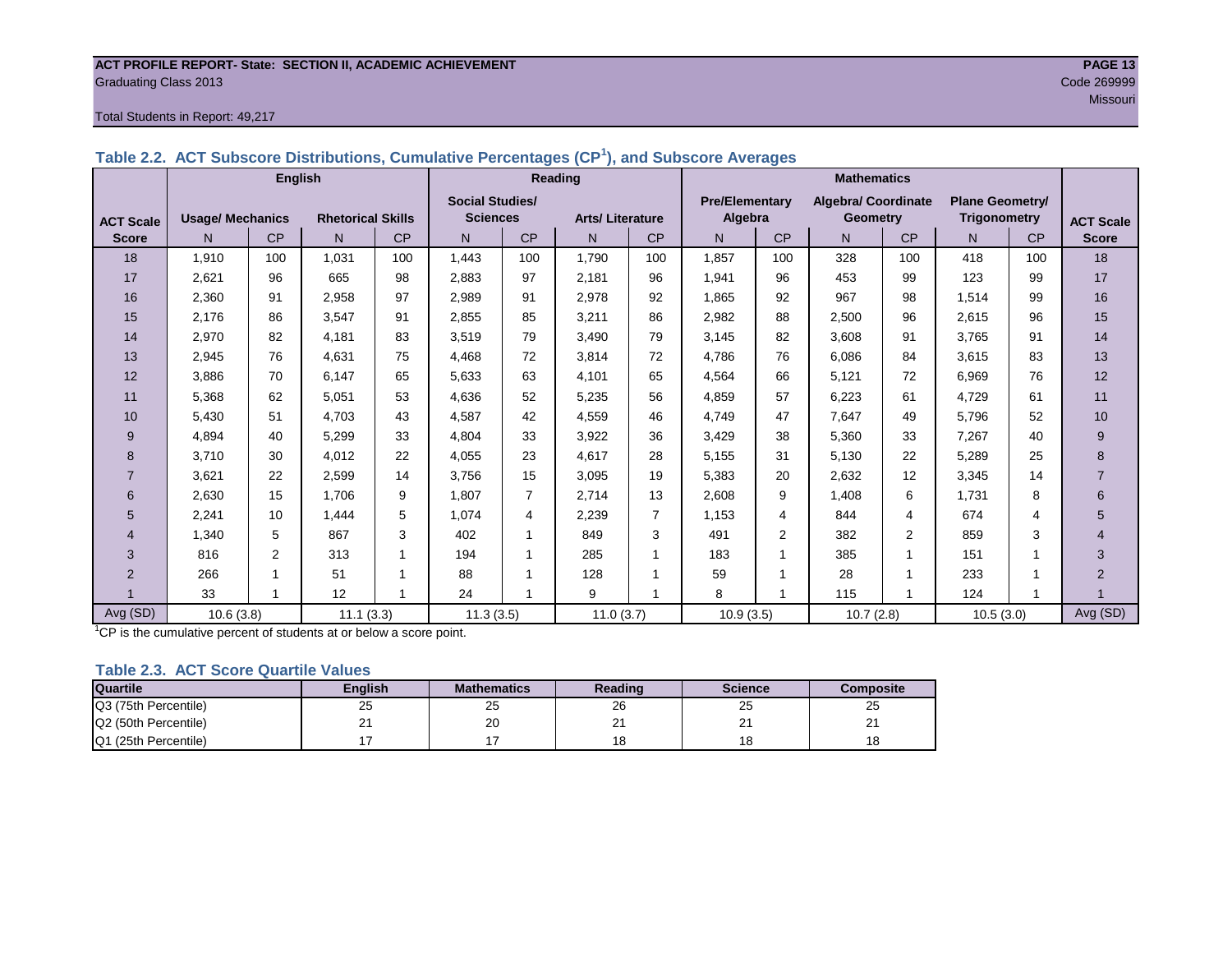ACT PROFILE REPORT- State: SECTION II, ACADEMIC ACHIEVEMENT
Graduating Class 2013
Code 269999
Missouri

Total Students in Report: 49,217

### Table 2.2. ACT Subscore Distributions, Cumulative Percentages (CP[1]), and Subscore Averages

| ACT Scale Score | English | | | | Reading | | | | Mathematics | | | | | | ACT Scale Score |
|---|---|---|---|---|---|---|---|---|---|---|---|---|---|---|---|
| | Usage/ Mechanics | | Rhetorical Skills | | Social Studies/ Sciences | | Arts/ Literature | | Pre/Elementary Algebra | | Algebra/ Coordinate Geometry | | Plane Geometry/ Trigonometry | | |
| | N | CP | N | CP | N | CP | N | CP | N | CP | N | CP | N | CP | |
| 18 | 1,910 | 100 | 1,031 | 100 | 1,443 | 100 | 1,790 | 100 | 1,857 | 100 | 328 | 100 | 418 | 100 | 18 |
| 17 | 2,621 | 96 | 665 | 98 | 2,883 | 97 | 2,181 | 96 | 1,941 | 96 | 453 | 99 | 123 | 99 | 17 |
| 16 | 2,360 | 91 | 2,958 | 97 | 2,989 | 91 | 2,978 | 92 | 1,865 | 92 | 967 | 98 | 1,514 | 99 | 16 |
| 15 | 2,176 | 86 | 3,547 | 91 | 2,855 | 85 | 3,211 | 86 | 2,982 | 88 | 2,500 | 96 | 2,615 | 96 | 15 |
| 14 | 2,970 | 82 | 4,181 | 83 | 3,519 | 79 | 3,490 | 79 | 3,145 | 82 | 3,608 | 91 | 3,765 | 91 | 14 |
| 13 | 2,945 | 76 | 4,631 | 75 | 4,468 | 72 | 3,814 | 72 | 4,786 | 76 | 6,086 | 84 | 3,615 | 83 | 13 |
| 12 | 3,886 | 70 | 6,147 | 65 | 5,633 | 63 | 4,101 | 65 | 4,564 | 66 | 5,121 | 72 | 6,969 | 76 | 12 |
| 11 | 5,368 | 62 | 5,051 | 53 | 4,636 | 52 | 5,235 | 56 | 4,859 | 57 | 6,223 | 61 | 4,729 | 61 | 11 |
| 10 | 5,430 | 51 | 4,703 | 43 | 4,587 | 42 | 4,559 | 46 | 4,749 | 47 | 7,647 | 49 | 5,796 | 52 | 10 |
| 9 | 4,894 | 40 | 5,299 | 33 | 4,804 | 33 | 3,922 | 36 | 3,429 | 38 | 5,360 | 33 | 7,267 | 40 | 9 |
| 8 | 3,710 | 30 | 4,012 | 22 | 4,055 | 23 | 4,617 | 28 | 5,155 | 31 | 5,130 | 22 | 5,289 | 25 | 8 |
| 7 | 3,621 | 22 | 2,599 | 14 | 3,756 | 15 | 3,095 | 19 | 5,383 | 20 | 2,632 | 12 | 3,345 | 14 | 7 |
| 6 | 2,630 | 15 | 1,706 | 9 | 1,807 | 7 | 2,714 | 13 | 2,608 | 9 | 1,408 | 6 | 1,731 | 8 | 6 |
| 5 | 2,241 | 10 | 1,444 | 5 | 1,074 | 4 | 2,239 | 7 | 1,153 | 4 | 844 | 4 | 674 | 4 | 5 |
| 4 | 1,340 | 5 | 867 | 3 | 402 | 1 | 849 | 3 | 491 | 2 | 382 | 2 | 859 | 3 | 4 |
| 3 | 816 | 2 | 313 | 1 | 194 | 1 | 285 | 1 | 183 | 1 | 385 | 1 | 151 | 1 | 3 |
| 2 | 266 | 1 | 51 | 1 | 88 | 1 | 128 | 1 | 59 | 1 | 28 | 1 | 233 | 1 | 2 |
| 1 | 33 | 1 | 12 | 1 | 24 | 1 | 9 | 1 | 8 | 1 | 115 | 1 | 124 | 1 | 1 |
| Avg (SD) | 10.6 (3.8) | | 11.1 (3.3) | | 11.3 (3.5) | | 11.0 (3.7) | | 10.9 (3.5) | | 10.7 (2.8) | | 10.5 (3.0) | | Avg (SD) |

[1]CP is the cumulative percent of students at or below a score point.

### Table 2.3. ACT Score Quartile Values

| Quartile | English | Mathematics | Reading | Science | Composite |
|---|---|---|---|---|---|
| Q3 (75th Percentile) | 25 | 25 | 26 | 25 | 25 |
| Q2 (50th Percentile) | 21 | 20 | 21 | 21 | 21 |
| Q1 (25th Percentile) | 17 | 17 | 18 | 18 | 18 |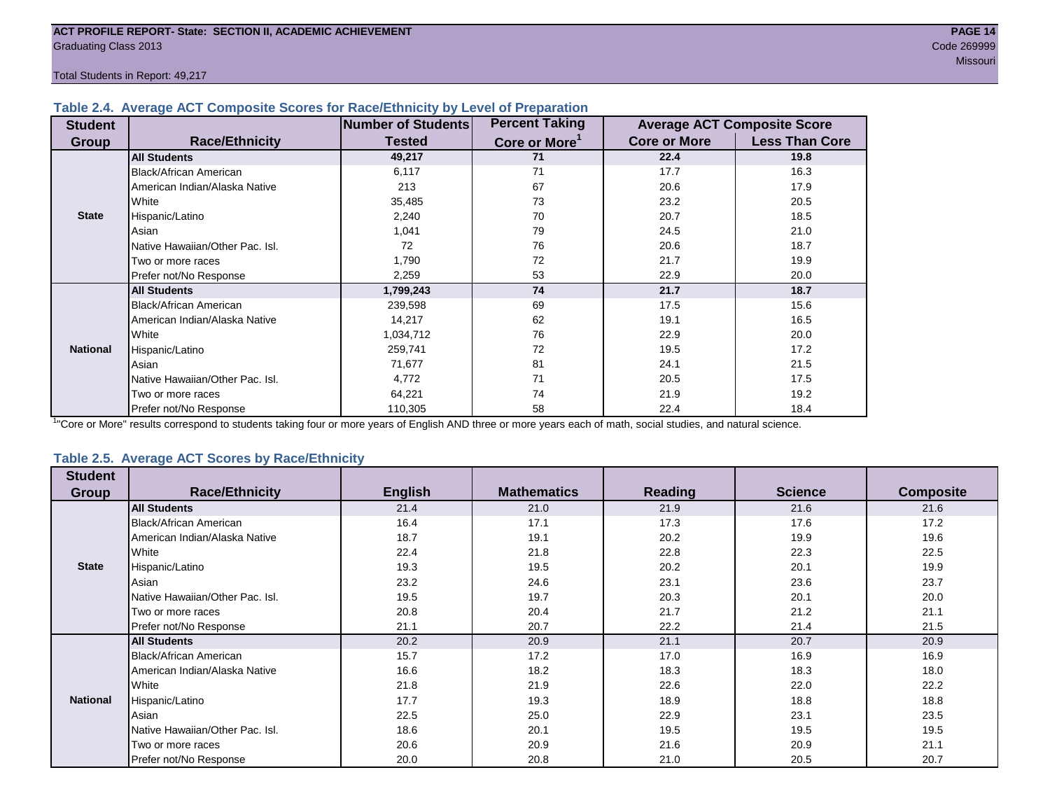## Table 2.4. Average ACT Composite Scores for Race/Ethnicity by Level of Preparation

| Student Group | Race/Ethnicity | Number of Students Tested | Percent Taking Core or More[1] | Average ACT Composite Score | |
|---|---|---|---|---|---|
| | | | | Core or More | Less Than Core |
| State | **All Students** | **49,217** | **71** | **22.4** | **19.8** |
| | Black/African American | 6,117 | 71 | 17.7 | 16.3 |
| | American Indian/Alaska Native | 213 | 67 | 20.6 | 17.9 |
| | White | 35,485 | 73 | 23.2 | 20.5 |
| | Hispanic/Latino | 2,240 | 70 | 20.7 | 18.5 |
| | Asian | 1,041 | 79 | 24.5 | 21.0 |
| | Native Hawaiian/Other Pac. Isl. | 72 | 76 | 20.6 | 18.7 |
| | Two or more races | 1,790 | 72 | 21.7 | 19.9 |
| | Prefer not/No Response | 2,259 | 53 | 22.9 | 20.0 |
| National | **All Students** | **1,799,243** | **74** | **21.7** | **18.7** |
| | Black/African American | 239,598 | 69 | 17.5 | 15.6 |
| | American Indian/Alaska Native | 14,217 | 62 | 19.1 | 16.5 |
| | White | 1,034,712 | 76 | 22.9 | 20.0 |
| | Hispanic/Latino | 259,741 | 72 | 19.5 | 17.2 |
| | Asian | 71,677 | 81 | 24.1 | 21.5 |
| | Native Hawaiian/Other Pac. Isl. | 4,772 | 71 | 20.5 | 17.5 |
| | Two or more races | 64,221 | 74 | 21.9 | 19.2 |
| | Prefer not/No Response | 110,305 | 58 | 22.4 | 18.4 |

[1]"Core or More" results correspond to students taking four or more years of English AND three or more years each of math, social studies, and natural science.

## Table 2.5. Average ACT Scores by Race/Ethnicity

| Student Group | Race/Ethnicity | English | Mathematics | Reading | Science | Composite |
|---|---|---|---|---|---|---|
| State | **All Students** | 21.4 | 21.0 | 21.9 | 21.6 | 21.6 |
| | Black/African American | 16.4 | 17.1 | 17.3 | 17.6 | 17.2 |
| | American Indian/Alaska Native | 18.7 | 19.1 | 20.2 | 19.9 | 19.6 |
| | White | 22.4 | 21.8 | 22.8 | 22.3 | 22.5 |
| | Hispanic/Latino | 19.3 | 19.5 | 20.2 | 20.1 | 19.9 |
| | Asian | 23.2 | 24.6 | 23.1 | 23.6 | 23.7 |
| | Native Hawaiian/Other Pac. Isl. | 19.5 | 19.7 | 20.3 | 20.1 | 20.0 |
| | Two or more races | 20.8 | 20.4 | 21.7 | 21.2 | 21.1 |
| | Prefer not/No Response | 21.1 | 20.7 | 22.2 | 21.4 | 21.5 |
| National | **All Students** | 20.2 | 20.9 | 21.1 | 20.7 | 20.9 |
| | Black/African American | 15.7 | 17.2 | 17.0 | 16.9 | 16.9 |
| | American Indian/Alaska Native | 16.6 | 18.2 | 18.3 | 18.3 | 18.0 |
| | White | 21.8 | 21.9 | 22.6 | 22.0 | 22.2 |
| | Hispanic/Latino | 17.7 | 19.3 | 18.9 | 18.8 | 18.8 |
| | Asian | 22.5 | 25.0 | 22.9 | 23.1 | 23.5 |
| | Native Hawaiian/Other Pac. Isl. | 18.6 | 20.1 | 19.5 | 19.5 | 19.5 |
| | Two or more races | 20.6 | 20.9 | 21.6 | 20.9 | 21.1 |
| | Prefer not/No Response | 20.0 | 20.8 | 21.0 | 20.5 | 20.7 |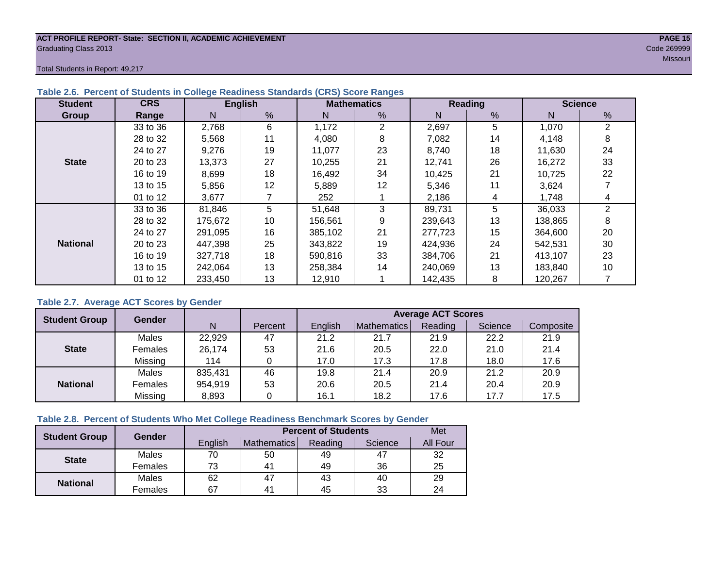ACT PROFILE REPORT- State: SECTION II, ACADEMIC ACHIEVEMENT
Graduating Class 2013

Code 269999
Missouri

Total Students in Report: 49,217

### Table 2.6. Percent of Students in College Readiness Standards (CRS) Score Ranges

| Student Group | CRS Range | English | | Mathematics | | Reading | | Science | |
|---|---|---|---|---|---|---|---|---|---|
| | | N | % | N | % | N | % | N | % |
| State | 33 to 36 | 2,768 | 6 | 1,172 | 2 | 2,697 | 5 | 1,070 | 2 |
| | 28 to 32 | 5,568 | 11 | 4,080 | 8 | 7,082 | 14 | 4,148 | 8 |
| | 24 to 27 | 9,276 | 19 | 11,077 | 23 | 8,740 | 18 | 11,630 | 24 |
| | 20 to 23 | 13,373 | 27 | 10,255 | 21 | 12,741 | 26 | 16,272 | 33 |
| | 16 to 19 | 8,699 | 18 | 16,492 | 34 | 10,425 | 21 | 10,725 | 22 |
| | 13 to 15 | 5,856 | 12 | 5,889 | 12 | 5,346 | 11 | 3,624 | 7 |
| | 01 to 12 | 3,677 | 7 | 252 | 1 | 2,186 | 4 | 1,748 | 4 |
| National | 33 to 36 | 81,846 | 5 | 51,648 | 3 | 89,731 | 5 | 36,033 | 2 |
| | 28 to 32 | 175,672 | 10 | 156,561 | 9 | 239,643 | 13 | 138,865 | 8 |
| | 24 to 27 | 291,095 | 16 | 385,102 | 21 | 277,723 | 15 | 364,600 | 20 |
| | 20 to 23 | 447,398 | 25 | 343,822 | 19 | 424,936 | 24 | 542,531 | 30 |
| | 16 to 19 | 327,718 | 18 | 590,816 | 33 | 384,706 | 21 | 413,107 | 23 |
| | 13 to 15 | 242,064 | 13 | 258,384 | 14 | 240,069 | 13 | 183,840 | 10 |
| | 01 to 12 | 233,450 | 13 | 12,910 | 1 | 142,435 | 8 | 120,267 | 7 |

### Table 2.7. Average ACT Scores by Gender

| Student Group | Gender | N | Percent | Average ACT Scores | | | | |
|---|---|---|---|---|---|---|---|---|
| | | | | English | Mathematics | Reading | Science | Composite |
| State | Males | 22,929 | 47 | 21.2 | 21.7 | 21.9 | 22.2 | 21.9 |
| | Females | 26,174 | 53 | 21.6 | 20.5 | 22.0 | 21.0 | 21.4 |
| | Missing | 114 | 0 | 17.0 | 17.3 | 17.8 | 18.0 | 17.6 |
| National | Males | 835,431 | 46 | 19.8 | 21.4 | 20.9 | 21.2 | 20.9 |
| | Females | 954,919 | 53 | 20.6 | 20.5 | 21.4 | 20.4 | 20.9 |
| | Missing | 8,893 | 0 | 16.1 | 18.2 | 17.6 | 17.7 | 17.5 |

### Table 2.8. Percent of Students Who Met College Readiness Benchmark Scores by Gender

| Student Group | Gender | Percent of Students | | | | Met |
|---|---|---|---|---|---|---|
| | | English | Mathematics | Reading | Science | All Four |
| State | Males | 70 | 50 | 49 | 47 | 32 |
| | Females | 73 | 41 | 49 | 36 | 25 |
| National | Males | 62 | 47 | 43 | 40 | 29 |
| | Females | 67 | 41 | 45 | 33 | 24 |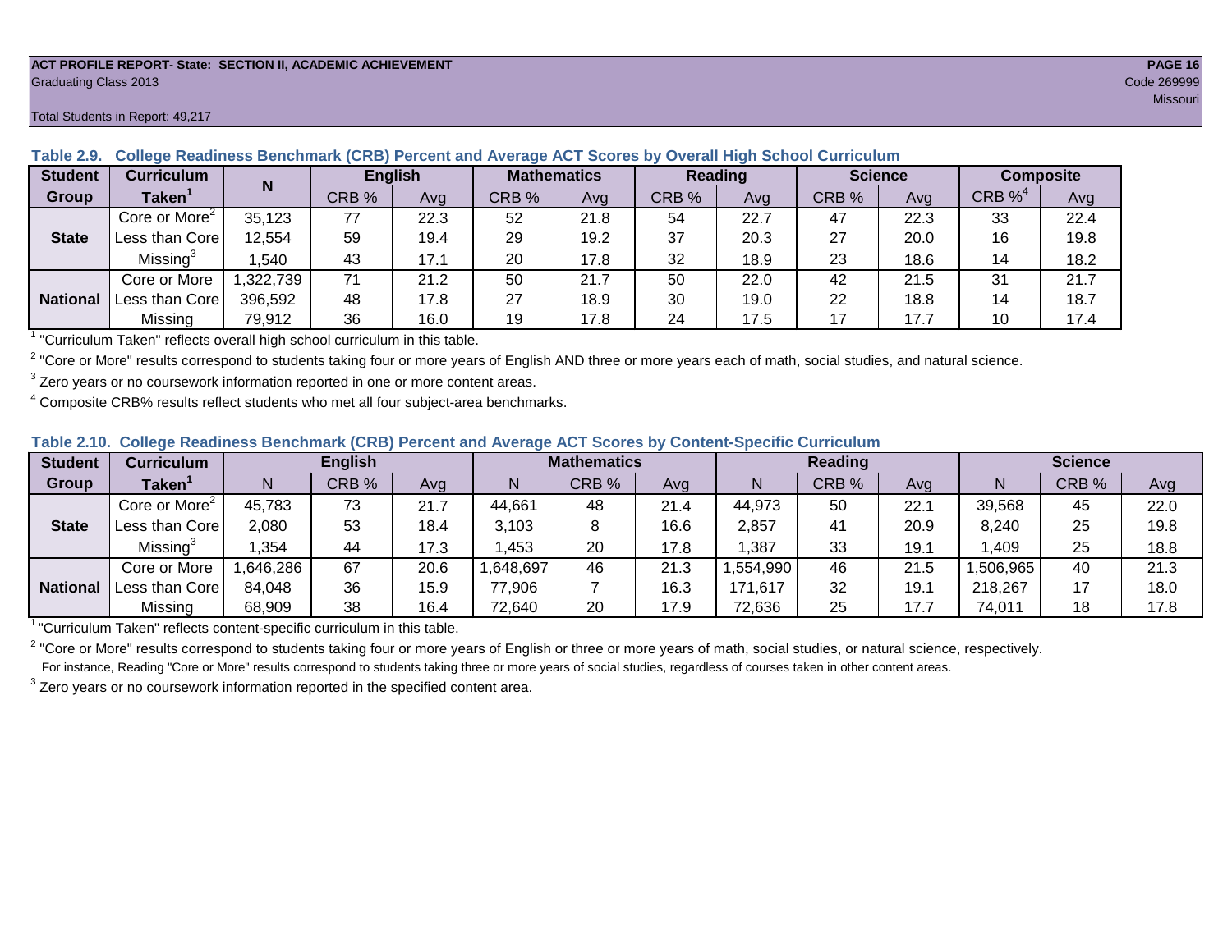ACT PROFILE REPORT- State: SECTION II, ACADEMIC ACHIEVEMENT
Graduating Class 2013
Code 269999
Missouri

Total Students in Report: 49,217

**Table 2.9. College Readiness Benchmark (CRB) Percent and Average ACT Scores by Overall High School Curriculum**

| Student Group | Curriculum Taken[1] | N | English | | Mathematics | | Reading | | Science | | Composite | |
|---|---|---|---|---|---|---|---|---|---|---|---|---|
| | | | CRB % | Avg | CRB % | Avg | CRB % | Avg | CRB % | Avg | CRB %[4] | Avg |
| State | Core or More[2] | 35,123 | 77 | 22.3 | 52 | 21.8 | 54 | 22.7 | 47 | 22.3 | 33 | 22.4 |
| | Less than Core | 12,554 | 59 | 19.4 | 29 | 19.2 | 37 | 20.3 | 27 | 20.0 | 16 | 19.8 |
| | Missing[3] | 1,540 | 43 | 17.1 | 20 | 17.8 | 32 | 18.9 | 23 | 18.6 | 14 | 18.2 |
| National | Core or More | 1,322,739 | 71 | 21.2 | 50 | 21.7 | 50 | 22.0 | 42 | 21.5 | 31 | 21.7 |
| | Less than Core | 396,592 | 48 | 17.8 | 27 | 18.9 | 30 | 19.0 | 22 | 18.8 | 14 | 18.7 |
| | Missing | 79,912 | 36 | 16.0 | 19 | 17.8 | 24 | 17.5 | 17 | 17.7 | 10 | 17.4 |

[1] "Curriculum Taken" reflects overall high school curriculum in this table.

[2] "Core or More" results correspond to students taking four or more years of English AND three or more years each of math, social studies, and natural science.

[3] Zero years or no coursework information reported in one or more content areas.

[4] Composite CRB% results reflect students who met all four subject-area benchmarks.

**Table 2.10. College Readiness Benchmark (CRB) Percent and Average ACT Scores by Content-Specific Curriculum**

| Student Group | Curriculum Taken[1] | English | | | Mathematics | | | Reading | | | Science | | |
|---|---|---|---|---|---|---|---|---|---|---|---|---|---|
| | | N | CRB % | Avg | N | CRB % | Avg | N | CRB % | Avg | N | CRB % | Avg |
| State | Core or More[2] | 45,783 | 73 | 21.7 | 44,661 | 48 | 21.4 | 44,973 | 50 | 22.1 | 39,568 | 45 | 22.0 |
| | Less than Core | 2,080 | 53 | 18.4 | 3,103 | 8 | 16.6 | 2,857 | 41 | 20.9 | 8,240 | 25 | 19.8 |
| | Missing[3] | 1,354 | 44 | 17.3 | 1,453 | 20 | 17.8 | 1,387 | 33 | 19.1 | 1,409 | 25 | 18.8 |
| National | Core or More | 1,646,286 | 67 | 20.6 | 1,648,697 | 46 | 21.3 | 1,554,990 | 46 | 21.5 | 1,506,965 | 40 | 21.3 |
| | Less than Core | 84,048 | 36 | 15.9 | 77,906 | 7 | 16.3 | 171,617 | 32 | 19.1 | 218,267 | 17 | 18.0 |
| | Missing | 68,909 | 38 | 16.4 | 72,640 | 20 | 17.9 | 72,636 | 25 | 17.7 | 74,011 | 18 | 17.8 |

[1] "Curriculum Taken" reflects content-specific curriculum in this table.

[2] "Core or More" results correspond to students taking four or more years of English or three or more years of math, social studies, or natural science, respectively.
For instance, Reading "Core or More" results correspond to students taking three or more years of social studies, regardless of courses taken in other content areas.

[3] Zero years or no coursework information reported in the specified content area.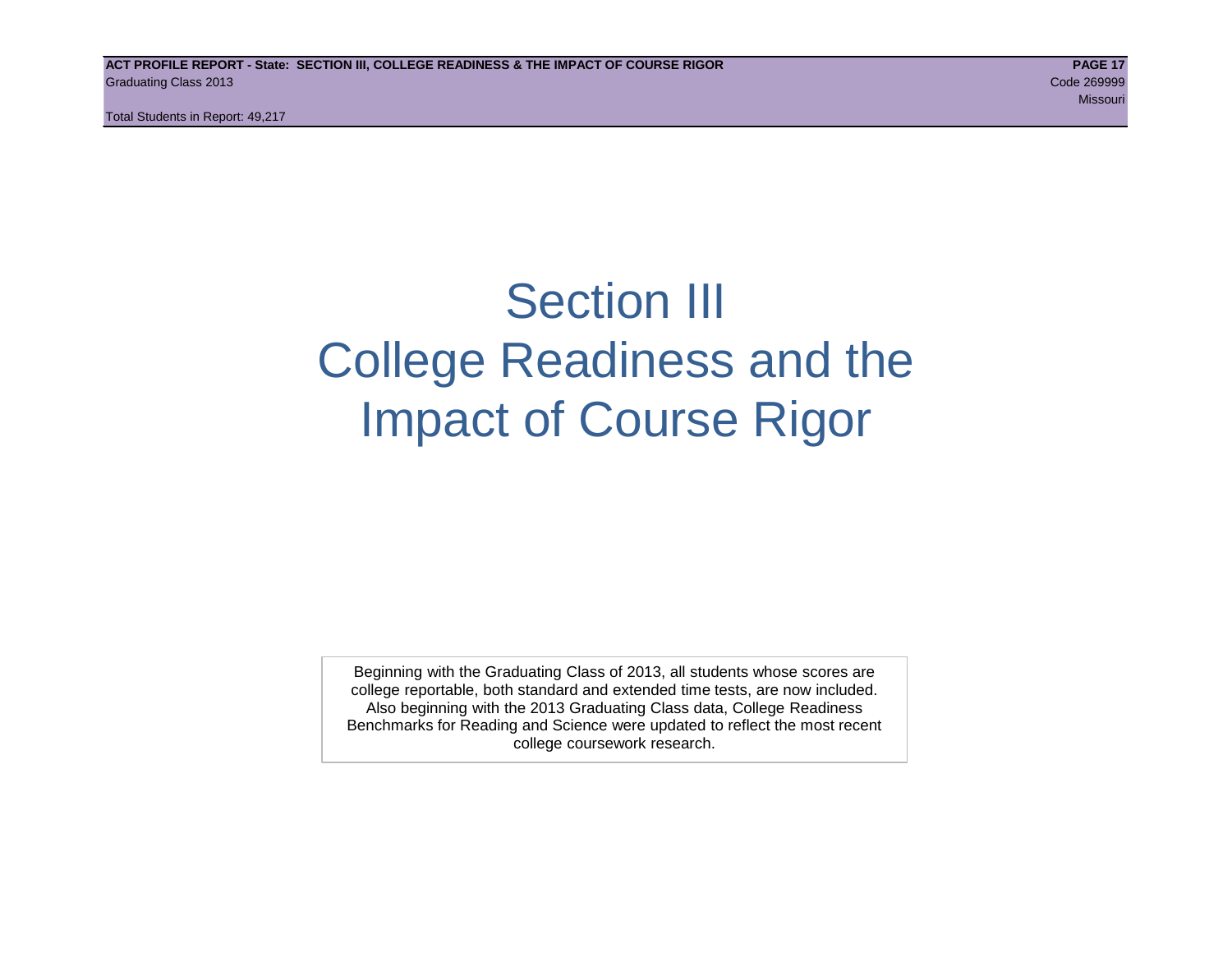# Section III
# College Readiness and the Impact of Course Rigor

Beginning with the Graduating Class of 2013, all students whose scores are college reportable, both standard and extended time tests, are now included. Also beginning with the 2013 Graduating Class data, College Readiness Benchmarks for Reading and Science were updated to reflect the most recent college coursework research.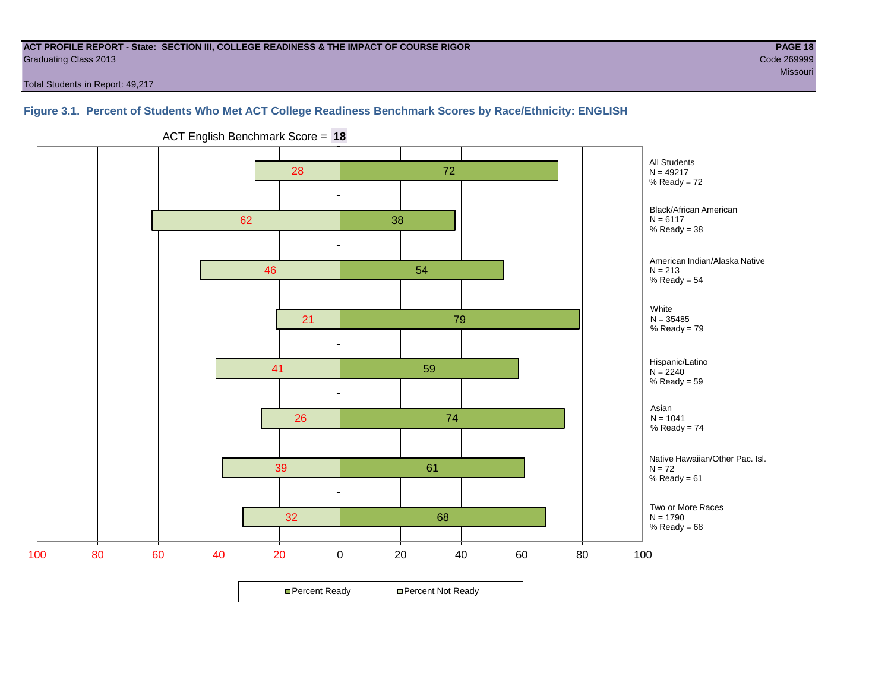**ACT PROFILE REPORT - State: SECTION III, COLLEGE READINESS & THE IMPACT OF COURSE RIGOR**
Graduating Class 2013

Code 269999
Missouri

Total Students in Report: 49,217

### Figure 3.1. Percent of Students Who Met ACT College Readiness Benchmark Scores by Race/Ethnicity: ENGLISH

ACT English Benchmark Score = **18**

| Group | N | Percent Not Ready | Percent Ready |
|---|---|---|---|
| All Students | 49217 | 28 | 72 |
| Black/African American | 6117 | 62 | 38 |
| American Indian/Alaska Native | 213 | 46 | 54 |
| White | 35485 | 21 | 79 |
| Hispanic/Latino | 2240 | 41 | 59 |
| Asian | 1041 | 26 | 74 |
| Native Hawaiian/Other Pac. Isl. | 72 | 39 | 61 |
| Two or More Races | 1790 | 32 | 68 |

All Students
N = 49217
% Ready = 72

Black/African American
N = 6117
% Ready = 38

American Indian/Alaska Native
N = 213
% Ready = 54

White
N = 35485
% Ready = 79

Hispanic/Latino
N = 2240
% Ready = 59

Asian
N = 1041
% Ready = 74

Native Hawaiian/Other Pac. Isl.
N = 72
% Ready = 61

Two or More Races
N = 1790
% Ready = 68

■ Percent Ready □ Percent Not Ready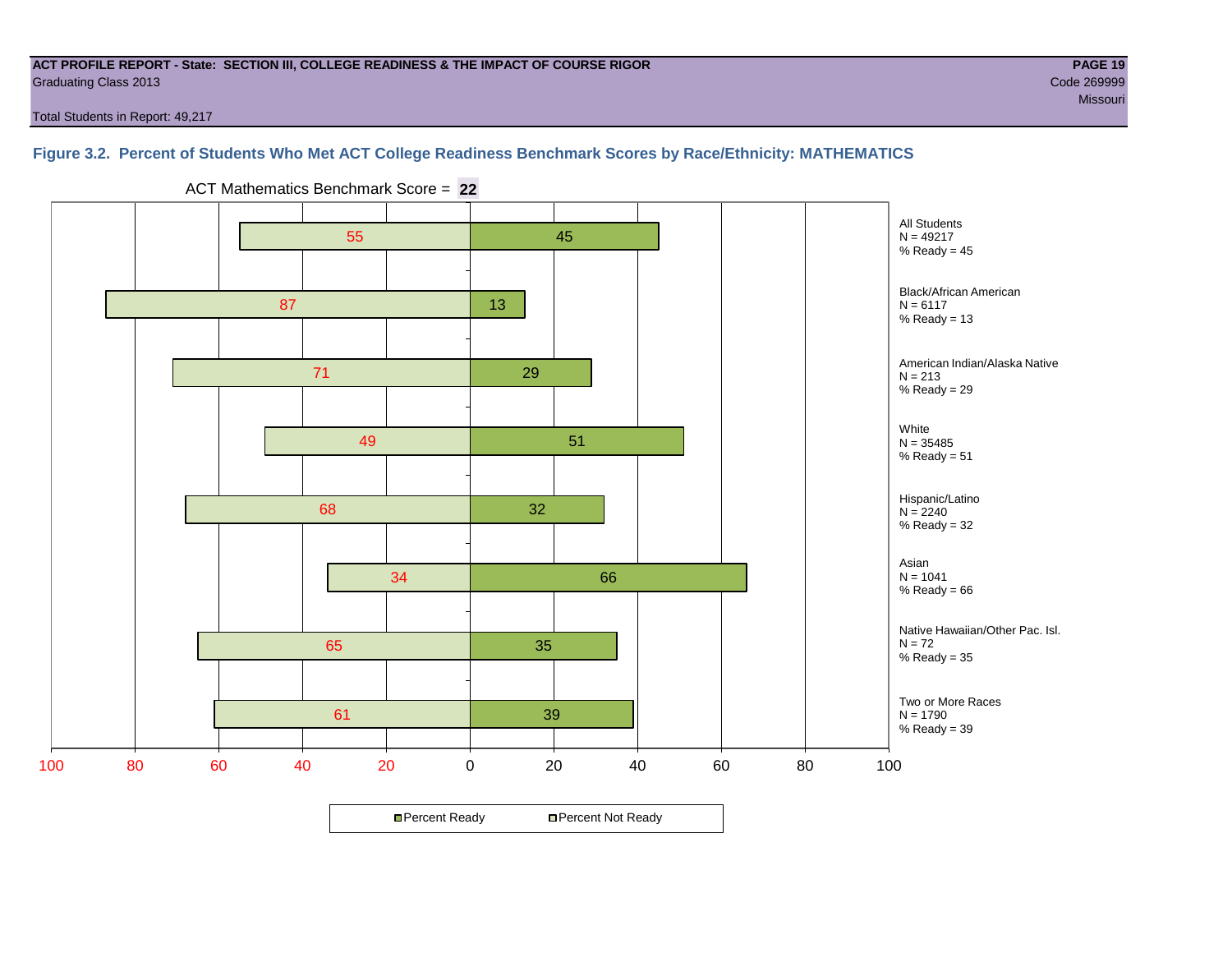**ACT PROFILE REPORT - State: SECTION III, COLLEGE READINESS & THE IMPACT OF COURSE RIGOR**
Graduating Class 2013
Code 269999
Missouri

Total Students in Report: 49,217

### Figure 3.2. Percent of Students Who Met ACT College Readiness Benchmark Scores by Race/Ethnicity: MATHEMATICS

ACT Mathematics Benchmark Score = **22**

| Group | N | Percent Not Ready | Percent Ready |
|---|---|---|---|
| All Students | 49217 | 55 | 45 |
| Black/African American | 6117 | 87 | 13 |
| American Indian/Alaska Native | 213 | 71 | 29 |
| White | 35485 | 49 | 51 |
| Hispanic/Latino | 2240 | 68 | 32 |
| Asian | 1041 | 34 | 66 |
| Native Hawaiian/Other Pac. Isl. | 72 | 65 | 35 |
| Two or More Races | 1790 | 61 | 39 |

Percent Ready / Percent Not Ready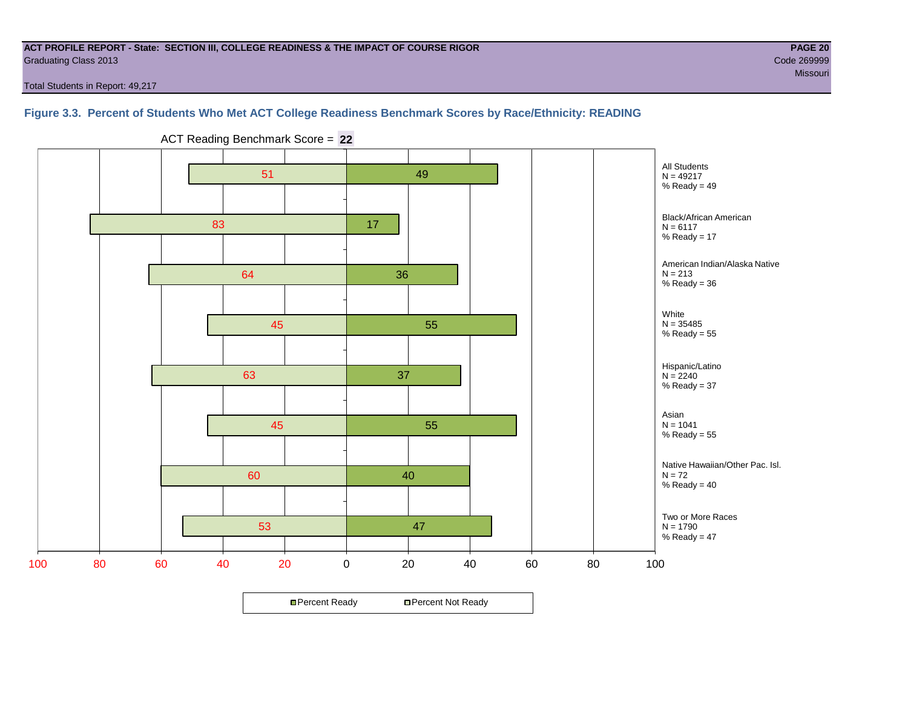**ACT PROFILE REPORT - State: SECTION III, COLLEGE READINESS & THE IMPACT OF COURSE RIGOR**
Graduating Class 2013
Code 269999
Missouri

Total Students in Report: 49,217

### Figure 3.3. Percent of Students Who Met ACT College Readiness Benchmark Scores by Race/Ethnicity: READING

ACT Reading Benchmark Score = **22**

| Group | N | Percent Not Ready | Percent Ready |
|---|---|---|---|
| All Students | 49217 | 51 | 49 |
| Black/African American | 6117 | 83 | 17 |
| American Indian/Alaska Native | 213 | 64 | 36 |
| White | 35485 | 45 | 55 |
| Hispanic/Latino | 2240 | 63 | 37 |
| Asian | 1041 | 45 | 55 |
| Native Hawaiian/Other Pac. Isl. | 72 | 60 | 40 |
| Two or More Races | 1790 | 53 | 47 |

Percent Ready / Percent Not Ready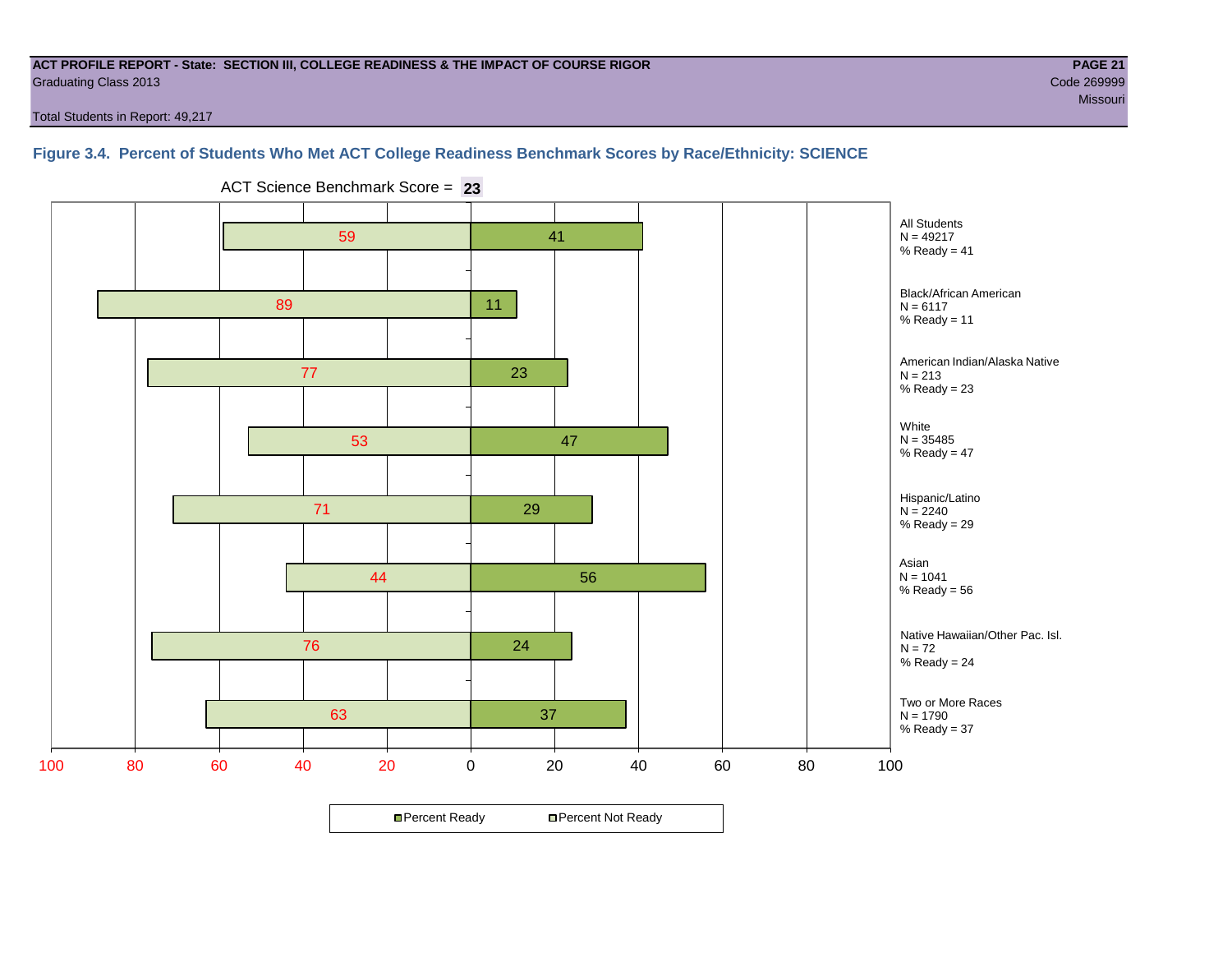**ACT PROFILE REPORT - State: SECTION III, COLLEGE READINESS & THE IMPACT OF COURSE RIGOR**
Graduating Class 2013

Code 269999
Missouri

Total Students in Report: 49,217

### Figure 3.4. Percent of Students Who Met ACT College Readiness Benchmark Scores by Race/Ethnicity: SCIENCE

ACT Science Benchmark Score = **23**

| Group | N | Percent Not Ready | Percent Ready |
|---|---|---|---|
| All Students | 49217 | 59 | 41 |
| Black/African American | 6117 | 89 | 11 |
| American Indian/Alaska Native | 213 | 77 | 23 |
| White | 35485 | 53 | 47 |
| Hispanic/Latino | 2240 | 71 | 29 |
| Asian | 1041 | 44 | 56 |
| Native Hawaiian/Other Pac. Isl. | 72 | 76 | 24 |
| Two or More Races | 1790 | 63 | 37 |

All Students
N = 49217
% Ready = 41

Black/African American
N = 6117
% Ready = 11

American Indian/Alaska Native
N = 213
% Ready = 23

White
N = 35485
% Ready = 47

Hispanic/Latino
N = 2240
% Ready = 29

Asian
N = 1041
% Ready = 56

Native Hawaiian/Other Pac. Isl.
N = 72
% Ready = 24

Two or More Races
N = 1790
% Ready = 37

Percent Ready / Percent Not Ready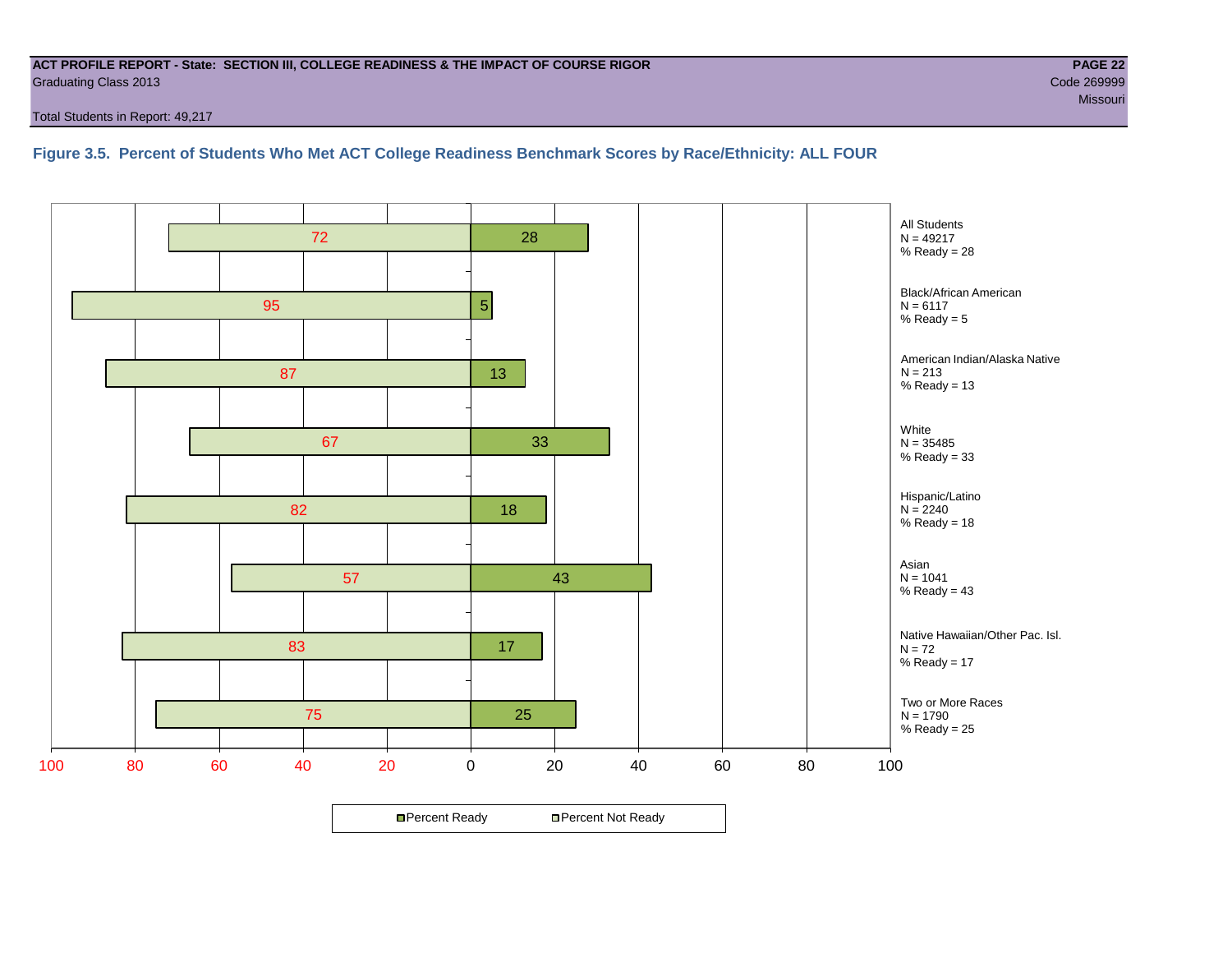ACT PROFILE REPORT - State: SECTION III, COLLEGE READINESS & THE IMPACT OF COURSE RIGOR
Graduating Class 2013
Code 269999
Missouri
Total Students in Report: 49,217

### Figure 3.5. Percent of Students Who Met ACT College Readiness Benchmark Scores by Race/Ethnicity: ALL FOUR

| Group | N | Percent Not Ready | Percent Ready |
|---|---|---|---|
| All Students | 49217 | 72 | 28 |
| Black/African American | 6117 | 95 | 5 |
| American Indian/Alaska Native | 213 | 87 | 13 |
| White | 35485 | 67 | 33 |
| Hispanic/Latino | 2240 | 82 | 18 |
| Asian | 1041 | 57 | 43 |
| Native Hawaiian/Other Pac. Isl. | 72 | 83 | 17 |
| Two or More Races | 1790 | 75 | 25 |

Percent Ready / Percent Not Ready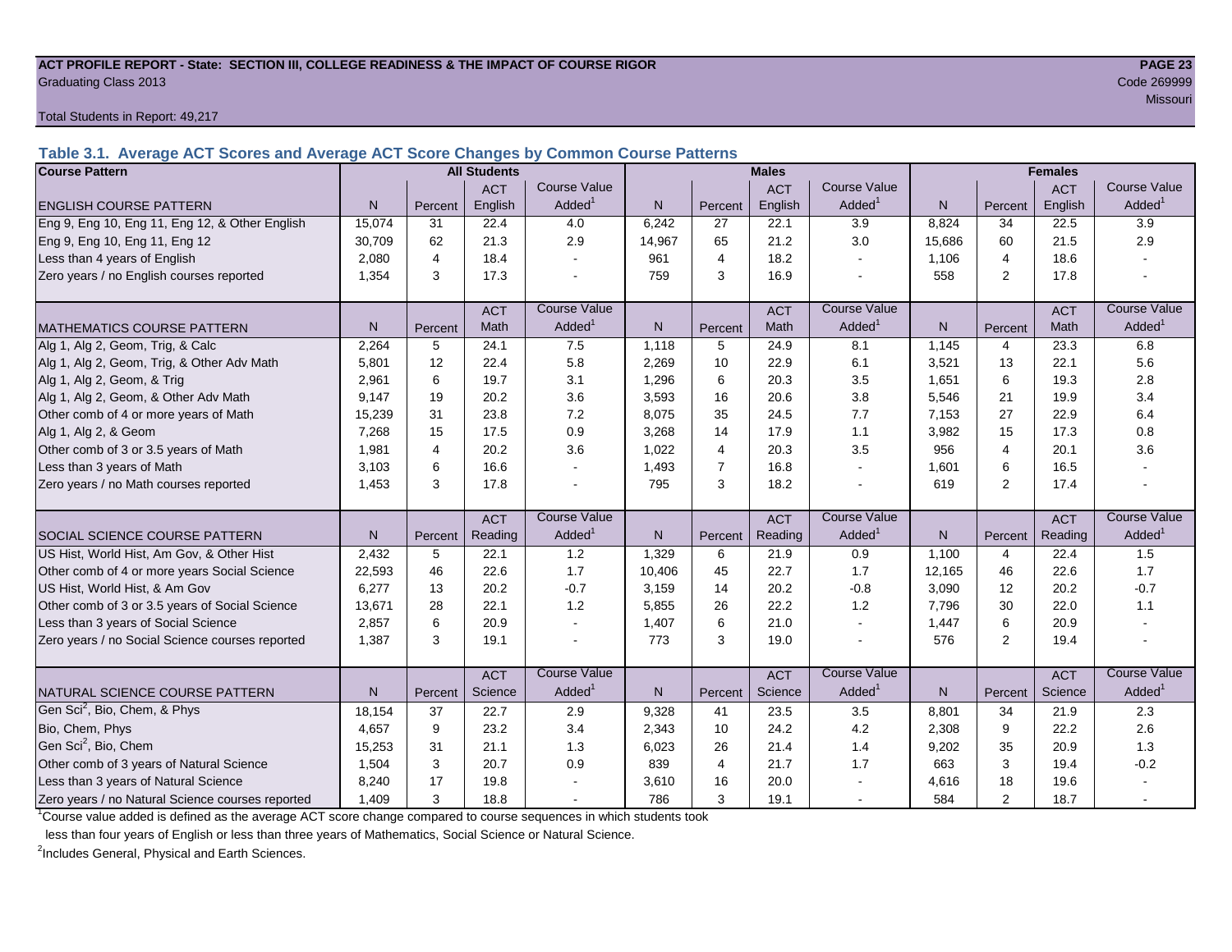ACT PROFILE REPORT - State: SECTION III, COLLEGE READINESS & THE IMPACT OF COURSE RIGOR

Graduating Class 2013

Code 269999

Missouri

Total Students in Report: 49,217

## Table 3.1. Average ACT Scores and Average ACT Score Changes by Common Course Patterns

| Course Pattern | All Students | | | | Males | | | | Females | | | |
|---|---|---|---|---|---|---|---|---|---|---|---|---|
| ENGLISH COURSE PATTERN | N | Percent | ACT English | Course Value Added[1] | N | Percent | ACT English | Course Value Added[1] | N | Percent | ACT English | Course Value Added[1] |
| Eng 9, Eng 10, Eng 11, Eng 12, & Other English | 15,074 | 31 | 22.4 | 4.0 | 6,242 | 27 | 22.1 | 3.9 | 8,824 | 34 | 22.5 | 3.9 |
| Eng 9, Eng 10, Eng 11, Eng 12 | 30,709 | 62 | 21.3 | 2.9 | 14,967 | 65 | 21.2 | 3.0 | 15,686 | 60 | 21.5 | 2.9 |
| Less than 4 years of English | 2,080 | 4 | 18.4 | - | 961 | 4 | 18.2 | - | 1,106 | 4 | 18.6 | - |
| Zero years / no English courses reported | 1,354 | 3 | 17.3 | - | 759 | 3 | 16.9 | - | 558 | 2 | 17.8 | - |
| MATHEMATICS COURSE PATTERN | N | Percent | ACT Math | Course Value Added[1] | N | Percent | ACT Math | Course Value Added[1] | N | Percent | ACT Math | Course Value Added[1] |
| Alg 1, Alg 2, Geom, Trig, & Calc | 2,264 | 5 | 24.1 | 7.5 | 1,118 | 5 | 24.9 | 8.1 | 1,145 | 4 | 23.3 | 6.8 |
| Alg 1, Alg 2, Geom, Trig, & Other Adv Math | 5,801 | 12 | 22.4 | 5.8 | 2,269 | 10 | 22.9 | 6.1 | 3,521 | 13 | 22.1 | 5.6 |
| Alg 1, Alg 2, Geom, & Trig | 2,961 | 6 | 19.7 | 3.1 | 1,296 | 6 | 20.3 | 3.5 | 1,651 | 6 | 19.3 | 2.8 |
| Alg 1, Alg 2, Geom, & Other Adv Math | 9,147 | 19 | 20.2 | 3.6 | 3,593 | 16 | 20.6 | 3.8 | 5,546 | 21 | 19.9 | 3.4 |
| Other comb of 4 or more years of Math | 15,239 | 31 | 23.8 | 7.2 | 8,075 | 35 | 24.5 | 7.7 | 7,153 | 27 | 22.9 | 6.4 |
| Alg 1, Alg 2, & Geom | 7,268 | 15 | 17.5 | 0.9 | 3,268 | 14 | 17.9 | 1.1 | 3,982 | 15 | 17.3 | 0.8 |
| Other comb of 3 or 3.5 years of Math | 1,981 | 4 | 20.2 | 3.6 | 1,022 | 4 | 20.3 | 3.5 | 956 | 4 | 20.1 | 3.6 |
| Less than 3 years of Math | 3,103 | 6 | 16.6 | - | 1,493 | 7 | 16.8 | - | 1,601 | 6 | 16.5 | - |
| Zero years / no Math courses reported | 1,453 | 3 | 17.8 | - | 795 | 3 | 18.2 | - | 619 | 2 | 17.4 | - |
| SOCIAL SCIENCE COURSE PATTERN | N | Percent | ACT Reading | Course Value Added[1] | N | Percent | ACT Reading | Course Value Added[1] | N | Percent | ACT Reading | Course Value Added[1] |
| US Hist, World Hist, Am Gov, & Other Hist | 2,432 | 5 | 22.1 | 1.2 | 1,329 | 6 | 21.9 | 0.9 | 1,100 | 4 | 22.4 | 1.5 |
| Other comb of 4 or more years Social Science | 22,593 | 46 | 22.6 | 1.7 | 10,406 | 45 | 22.7 | 1.7 | 12,165 | 46 | 22.6 | 1.7 |
| US Hist, World Hist, & Am Gov | 6,277 | 13 | 20.2 | -0.7 | 3,159 | 14 | 20.2 | -0.8 | 3,090 | 12 | 20.2 | -0.7 |
| Other comb of 3 or 3.5 years of Social Science | 13,671 | 28 | 22.1 | 1.2 | 5,855 | 26 | 22.2 | 1.2 | 7,796 | 30 | 22.0 | 1.1 |
| Less than 3 years of Social Science | 2,857 | 6 | 20.9 | - | 1,407 | 6 | 21.0 | - | 1,447 | 6 | 20.9 | - |
| Zero years / no Social Science courses reported | 1,387 | 3 | 19.1 | - | 773 | 3 | 19.0 | - | 576 | 2 | 19.4 | - |
| NATURAL SCIENCE COURSE PATTERN | N | Percent | ACT Science | Course Value Added[1] | N | Percent | ACT Science | Course Value Added[1] | N | Percent | ACT Science | Course Value Added[1] |
| Gen Sci[2], Bio, Chem, & Phys | 18,154 | 37 | 22.7 | 2.9 | 9,328 | 41 | 23.5 | 3.5 | 8,801 | 34 | 21.9 | 2.3 |
| Bio, Chem, Phys | 4,657 | 9 | 23.2 | 3.4 | 2,343 | 10 | 24.2 | 4.2 | 2,308 | 9 | 22.2 | 2.6 |
| Gen Sci[2], Bio, Chem | 15,253 | 31 | 21.1 | 1.3 | 6,023 | 26 | 21.4 | 1.4 | 9,202 | 35 | 20.9 | 1.3 |
| Other comb of 3 years of Natural Science | 1,504 | 3 | 20.7 | 0.9 | 839 | 4 | 21.7 | 1.7 | 663 | 3 | 19.4 | -0.2 |
| Less than 3 years of Natural Science | 8,240 | 17 | 19.8 | - | 3,610 | 16 | 20.0 | - | 4,616 | 18 | 19.6 | - |
| Zero years / no Natural Science courses reported | 1,409 | 3 | 18.8 | - | 786 | 3 | 19.1 | - | 584 | 2 | 18.7 | - |

[1]Course value added is defined as the average ACT score change compared to course sequences in which students took less than four years of English or less than three years of Mathematics, Social Science or Natural Science.

[2]Includes General, Physical and Earth Sciences.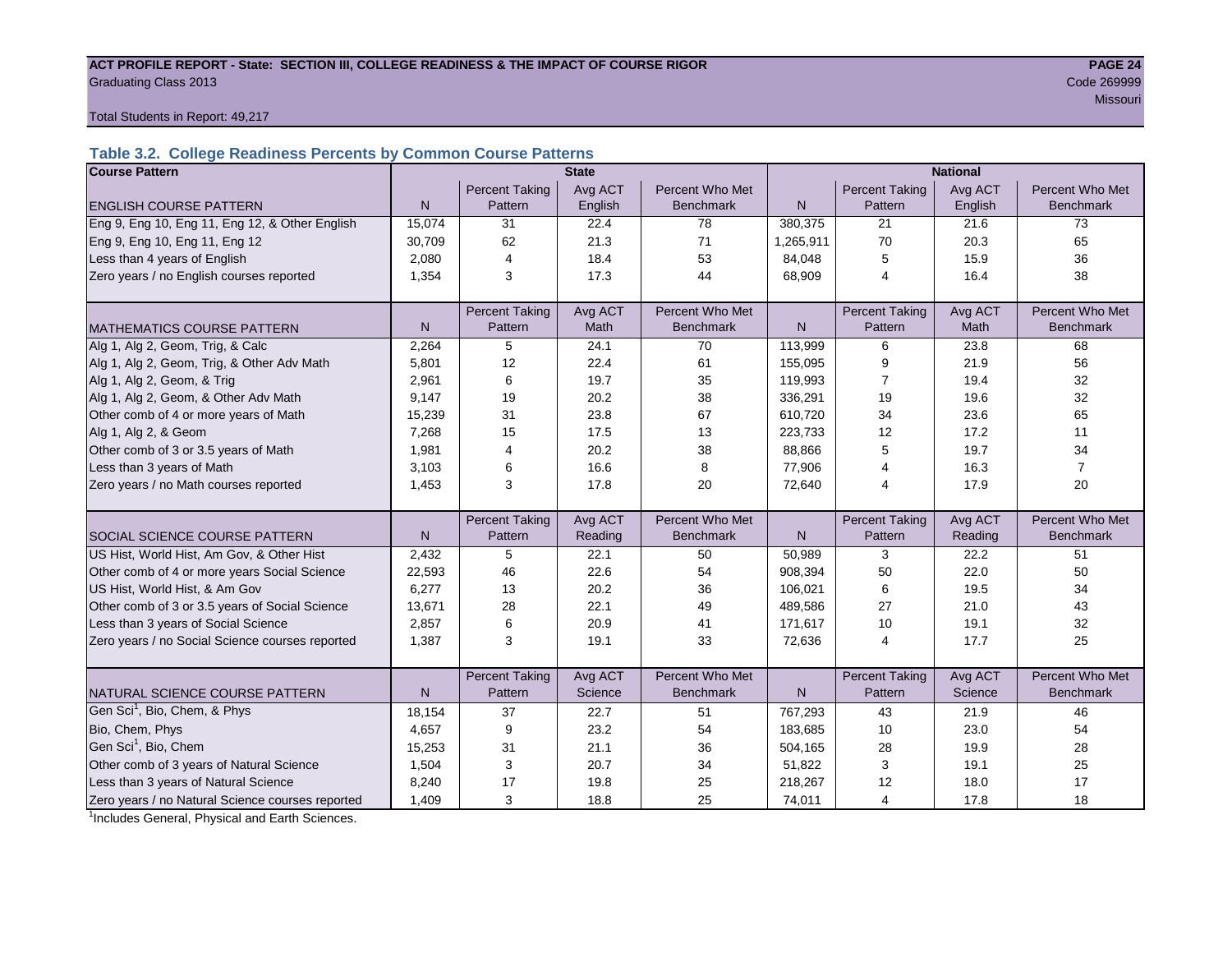**ACT PROFILE REPORT - State: SECTION III, COLLEGE READINESS & THE IMPACT OF COURSE RIGOR**

Graduating Class 2013

Code 269999

Missouri

Total Students in Report: 49,217

### Table 3.2. College Readiness Percents by Common Course Patterns

| Course Pattern | State | | | | National | | | |
|---|---|---|---|---|---|---|---|---|
| ENGLISH COURSE PATTERN | N | Percent Taking Pattern | Avg ACT English | Percent Who Met Benchmark | N | Percent Taking Pattern | Avg ACT English | Percent Who Met Benchmark |
| Eng 9, Eng 10, Eng 11, Eng 12, & Other English | 15,074 | 31 | 22.4 | 78 | 380,375 | 21 | 21.6 | 73 |
| Eng 9, Eng 10, Eng 11, Eng 12 | 30,709 | 62 | 21.3 | 71 | 1,265,911 | 70 | 20.3 | 65 |
| Less than 4 years of English | 2,080 | 4 | 18.4 | 53 | 84,048 | 5 | 15.9 | 36 |
| Zero years / no English courses reported | 1,354 | 3 | 17.3 | 44 | 68,909 | 4 | 16.4 | 38 |
| MATHEMATICS COURSE PATTERN | N | Percent Taking Pattern | Avg ACT Math | Percent Who Met Benchmark | N | Percent Taking Pattern | Avg ACT Math | Percent Who Met Benchmark |
| Alg 1, Alg 2, Geom, Trig, & Calc | 2,264 | 5 | 24.1 | 70 | 113,999 | 6 | 23.8 | 68 |
| Alg 1, Alg 2, Geom, Trig, & Other Adv Math | 5,801 | 12 | 22.4 | 61 | 155,095 | 9 | 21.9 | 56 |
| Alg 1, Alg 2, Geom, & Trig | 2,961 | 6 | 19.7 | 35 | 119,993 | 7 | 19.4 | 32 |
| Alg 1, Alg 2, Geom, & Other Adv Math | 9,147 | 19 | 20.2 | 38 | 336,291 | 19 | 19.6 | 32 |
| Other comb of 4 or more years of Math | 15,239 | 31 | 23.8 | 67 | 610,720 | 34 | 23.6 | 65 |
| Alg 1, Alg 2, & Geom | 7,268 | 15 | 17.5 | 13 | 223,733 | 12 | 17.2 | 11 |
| Other comb of 3 or 3.5 years of Math | 1,981 | 4 | 20.2 | 38 | 88,866 | 5 | 19.7 | 34 |
| Less than 3 years of Math | 3,103 | 6 | 16.6 | 8 | 77,906 | 4 | 16.3 | 7 |
| Zero years / no Math courses reported | 1,453 | 3 | 17.8 | 20 | 72,640 | 4 | 17.9 | 20 |
| SOCIAL SCIENCE COURSE PATTERN | N | Percent Taking Pattern | Avg ACT Reading | Percent Who Met Benchmark | N | Percent Taking Pattern | Avg ACT Reading | Percent Who Met Benchmark |
| US Hist, World Hist, Am Gov, & Other Hist | 2,432 | 5 | 22.1 | 50 | 50,989 | 3 | 22.2 | 51 |
| Other comb of 4 or more years Social Science | 22,593 | 46 | 22.6 | 54 | 908,394 | 50 | 22.0 | 50 |
| US Hist, World Hist, & Am Gov | 6,277 | 13 | 20.2 | 36 | 106,021 | 6 | 19.5 | 34 |
| Other comb of 3 or 3.5 years of Social Science | 13,671 | 28 | 22.1 | 49 | 489,586 | 27 | 21.0 | 43 |
| Less than 3 years of Social Science | 2,857 | 6 | 20.9 | 41 | 171,617 | 10 | 19.1 | 32 |
| Zero years / no Social Science courses reported | 1,387 | 3 | 19.1 | 33 | 72,636 | 4 | 17.7 | 25 |
| NATURAL SCIENCE COURSE PATTERN | N | Percent Taking Pattern | Avg ACT Science | Percent Who Met Benchmark | N | Percent Taking Pattern | Avg ACT Science | Percent Who Met Benchmark |
| Gen Sci[1], Bio, Chem, & Phys | 18,154 | 37 | 22.7 | 51 | 767,293 | 43 | 21.9 | 46 |
| Bio, Chem, Phys | 4,657 | 9 | 23.2 | 54 | 183,685 | 10 | 23.0 | 54 |
| Gen Sci[1], Bio, Chem | 15,253 | 31 | 21.1 | 36 | 504,165 | 28 | 19.9 | 28 |
| Other comb of 3 years of Natural Science | 1,504 | 3 | 20.7 | 34 | 51,822 | 3 | 19.1 | 25 |
| Less than 3 years of Natural Science | 8,240 | 17 | 19.8 | 25 | 218,267 | 12 | 18.0 | 17 |
| Zero years / no Natural Science courses reported | 1,409 | 3 | 18.8 | 25 | 74,011 | 4 | 17.8 | 18 |

[1]Includes General, Physical and Earth Sciences.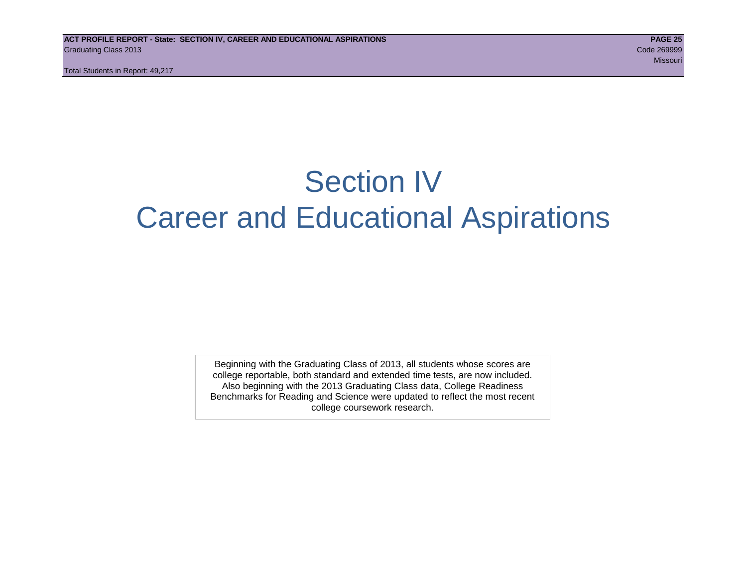# Section IV
# Career and Educational Aspirations

Beginning with the Graduating Class of 2013, all students whose scores are college reportable, both standard and extended time tests, are now included. Also beginning with the 2013 Graduating Class data, College Readiness Benchmarks for Reading and Science were updated to reflect the most recent college coursework research.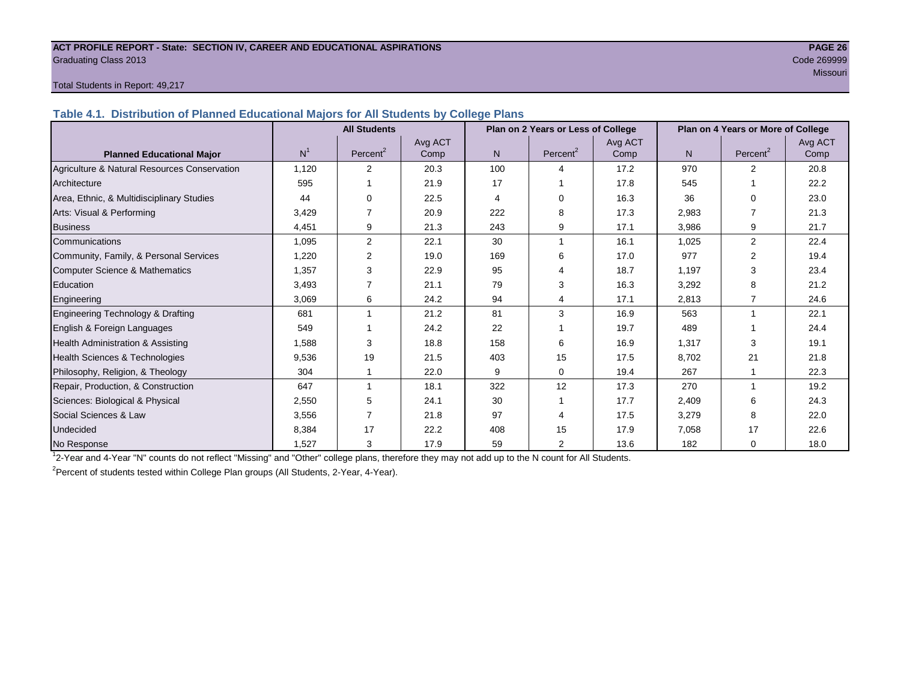**ACT PROFILE REPORT - State: SECTION IV, CAREER AND EDUCATIONAL ASPIRATIONS**
Graduating Class 2013
Code 269999
Missouri

Total Students in Report: 49,217

### Table 4.1. Distribution of Planned Educational Majors for All Students by College Plans

| Planned Educational Major | All Students | | | Plan on 2 Years or Less of College | | | Plan on 4 Years or More of College | | |
|---|---|---|---|---|---|---|---|---|---|
| | N[1] | Percent[2] | Avg ACT Comp | N | Percent[2] | Avg ACT Comp | N | Percent[2] | Avg ACT Comp |
| Agriculture & Natural Resources Conservation | 1,120 | 2 | 20.3 | 100 | 4 | 17.2 | 970 | 2 | 20.8 |
| Architecture | 595 | 1 | 21.9 | 17 | 1 | 17.8 | 545 | 1 | 22.2 |
| Area, Ethnic, & Multidisciplinary Studies | 44 | 0 | 22.5 | 4 | 0 | 16.3 | 36 | 0 | 23.0 |
| Arts: Visual & Performing | 3,429 | 7 | 20.9 | 222 | 8 | 17.3 | 2,983 | 7 | 21.3 |
| Business | 4,451 | 9 | 21.3 | 243 | 9 | 17.1 | 3,986 | 9 | 21.7 |
| Communications | 1,095 | 2 | 22.1 | 30 | 1 | 16.1 | 1,025 | 2 | 22.4 |
| Community, Family, & Personal Services | 1,220 | 2 | 19.0 | 169 | 6 | 17.0 | 977 | 2 | 19.4 |
| Computer Science & Mathematics | 1,357 | 3 | 22.9 | 95 | 4 | 18.7 | 1,197 | 3 | 23.4 |
| Education | 3,493 | 7 | 21.1 | 79 | 3 | 16.3 | 3,292 | 8 | 21.2 |
| Engineering | 3,069 | 6 | 24.2 | 94 | 4 | 17.1 | 2,813 | 7 | 24.6 |
| Engineering Technology & Drafting | 681 | 1 | 21.2 | 81 | 3 | 16.9 | 563 | 1 | 22.1 |
| English & Foreign Languages | 549 | 1 | 24.2 | 22 | 1 | 19.7 | 489 | 1 | 24.4 |
| Health Administration & Assisting | 1,588 | 3 | 18.8 | 158 | 6 | 16.9 | 1,317 | 3 | 19.1 |
| Health Sciences & Technologies | 9,536 | 19 | 21.5 | 403 | 15 | 17.5 | 8,702 | 21 | 21.8 |
| Philosophy, Religion, & Theology | 304 | 1 | 22.0 | 9 | 0 | 19.4 | 267 | 1 | 22.3 |
| Repair, Production, & Construction | 647 | 1 | 18.1 | 322 | 12 | 17.3 | 270 | 1 | 19.2 |
| Sciences: Biological & Physical | 2,550 | 5 | 24.1 | 30 | 1 | 17.7 | 2,409 | 6 | 24.3 |
| Social Sciences & Law | 3,556 | 7 | 21.8 | 97 | 4 | 17.5 | 3,279 | 8 | 22.0 |
| Undecided | 8,384 | 17 | 22.2 | 408 | 15 | 17.9 | 7,058 | 17 | 22.6 |
| No Response | 1,527 | 3 | 17.9 | 59 | 2 | 13.6 | 182 | 0 | 18.0 |

[1] 2-Year and 4-Year "N" counts do not reflect "Missing" and "Other" college plans, therefore they may not add up to the N count for All Students.

[2] Percent of students tested within College Plan groups (All Students, 2-Year, 4-Year).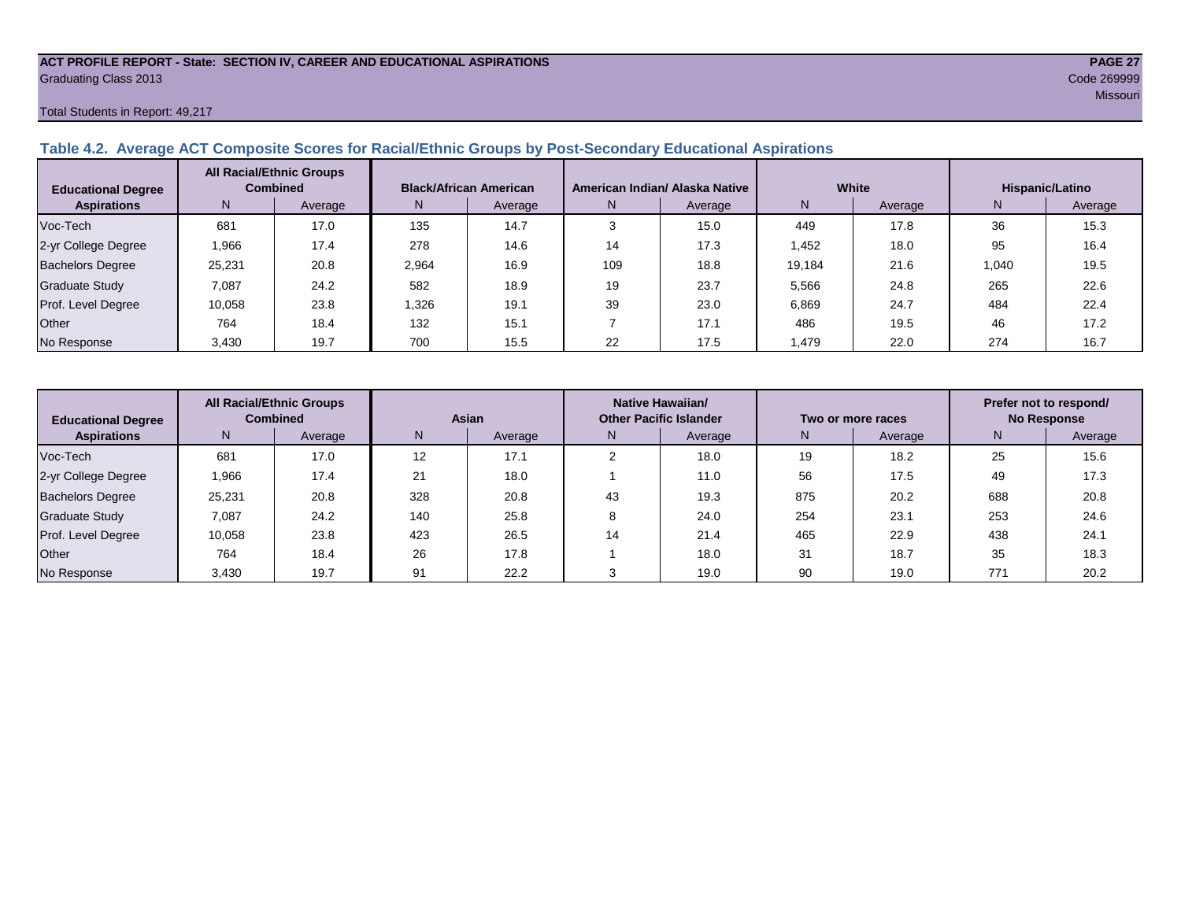ACT PROFILE REPORT - State: SECTION IV, CAREER AND EDUCATIONAL ASPIRATIONS

Graduating Class 2013

Code 269999

Missouri

Total Students in Report: 49,217

## Table 4.2. Average ACT Composite Scores for Racial/Ethnic Groups by Post-Secondary Educational Aspirations

| Educational Degree Aspirations | All Racial/Ethnic Groups Combined | | Black/African American | | American Indian/ Alaska Native | | White | | Hispanic/Latino | |
|---|---|---|---|---|---|---|---|---|---|---|
| | N | Average | N | Average | N | Average | N | Average | N | Average |
| Voc-Tech | 681 | 17.0 | 135 | 14.7 | 3 | 15.0 | 449 | 17.8 | 36 | 15.3 |
| 2-yr College Degree | 1,966 | 17.4 | 278 | 14.6 | 14 | 17.3 | 1,452 | 18.0 | 95 | 16.4 |
| Bachelors Degree | 25,231 | 20.8 | 2,964 | 16.9 | 109 | 18.8 | 19,184 | 21.6 | 1,040 | 19.5 |
| Graduate Study | 7,087 | 24.2 | 582 | 18.9 | 19 | 23.7 | 5,566 | 24.8 | 265 | 22.6 |
| Prof. Level Degree | 10,058 | 23.8 | 1,326 | 19.1 | 39 | 23.0 | 6,869 | 24.7 | 484 | 22.4 |
| Other | 764 | 18.4 | 132 | 15.1 | 7 | 17.1 | 486 | 19.5 | 46 | 17.2 |
| No Response | 3,430 | 19.7 | 700 | 15.5 | 22 | 17.5 | 1,479 | 22.0 | 274 | 16.7 |

| Educational Degree Aspirations | All Racial/Ethnic Groups Combined | | Asian | | Native Hawaiian/ Other Pacific Islander | | Two or more races | | Prefer not to respond/ No Response | |
|---|---|---|---|---|---|---|---|---|---|---|
| | N | Average | N | Average | N | Average | N | Average | N | Average |
| Voc-Tech | 681 | 17.0 | 12 | 17.1 | 2 | 18.0 | 19 | 18.2 | 25 | 15.6 |
| 2-yr College Degree | 1,966 | 17.4 | 21 | 18.0 | 1 | 11.0 | 56 | 17.5 | 49 | 17.3 |
| Bachelors Degree | 25,231 | 20.8 | 328 | 20.8 | 43 | 19.3 | 875 | 20.2 | 688 | 20.8 |
| Graduate Study | 7,087 | 24.2 | 140 | 25.8 | 8 | 24.0 | 254 | 23.1 | 253 | 24.6 |
| Prof. Level Degree | 10,058 | 23.8 | 423 | 26.5 | 14 | 21.4 | 465 | 22.9 | 438 | 24.1 |
| Other | 764 | 18.4 | 26 | 17.8 | 1 | 18.0 | 31 | 18.7 | 35 | 18.3 |
| No Response | 3,430 | 19.7 | 91 | 22.2 | 3 | 19.0 | 90 | 19.0 | 771 | 20.2 |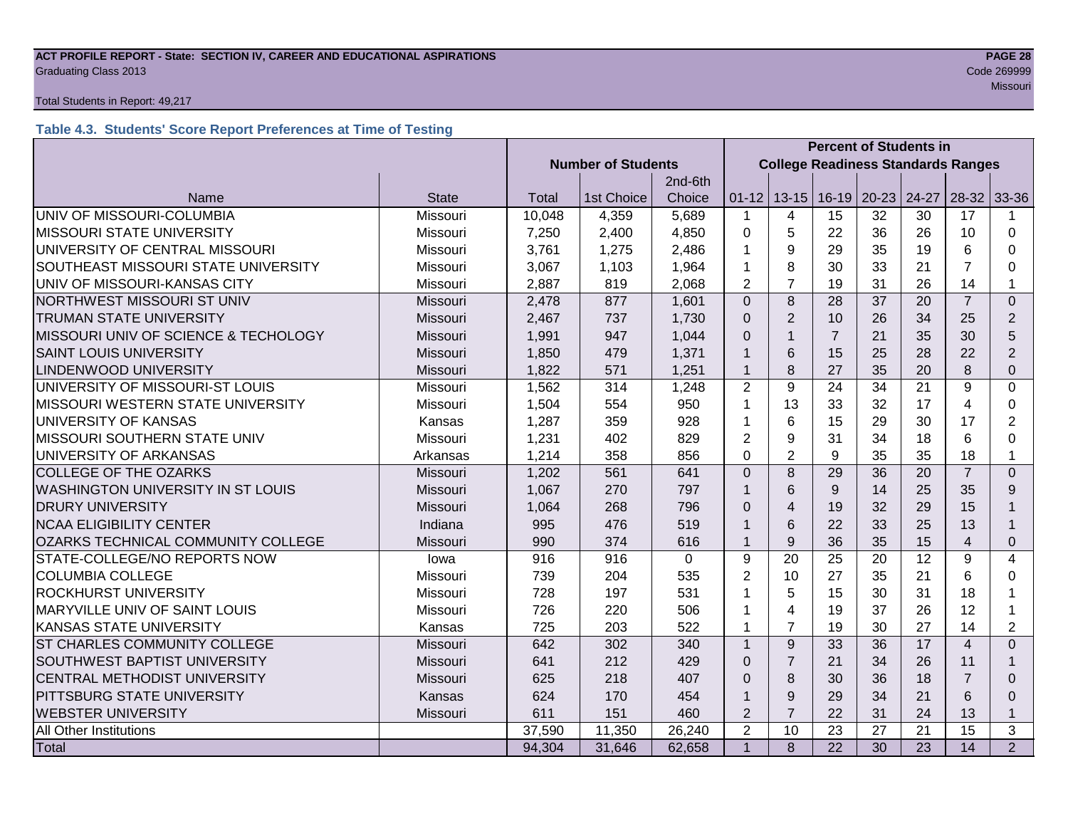ACT PROFILE REPORT - State: SECTION IV, CAREER AND EDUCATIONAL ASPIRATIONS
Graduating Class 2013
Code 269999
Missouri
Total Students in Report: 49,217

### Table 4.3. Students' Score Report Preferences at Time of Testing

| | | Number of Students | | | Percent of Students in College Readiness Standards Ranges | | | | | | |
|---|---|---|---|---|---|---|---|---|---|---|---|
| Name | State | Total | 1st Choice | 2nd-6th Choice | 01-12 | 13-15 | 16-19 | 20-23 | 24-27 | 28-32 | 33-36 |
| UNIV OF MISSOURI-COLUMBIA | Missouri | 10,048 | 4,359 | 5,689 | 1 | 4 | 15 | 32 | 30 | 17 | 1 |
| MISSOURI STATE UNIVERSITY | Missouri | 7,250 | 2,400 | 4,850 | 0 | 5 | 22 | 36 | 26 | 10 | 0 |
| UNIVERSITY OF CENTRAL MISSOURI | Missouri | 3,761 | 1,275 | 2,486 | 1 | 9 | 29 | 35 | 19 | 6 | 0 |
| SOUTHEAST MISSOURI STATE UNIVERSITY | Missouri | 3,067 | 1,103 | 1,964 | 1 | 8 | 30 | 33 | 21 | 7 | 0 |
| UNIV OF MISSOURI-KANSAS CITY | Missouri | 2,887 | 819 | 2,068 | 2 | 7 | 19 | 31 | 26 | 14 | 1 |
| NORTHWEST MISSOURI ST UNIV | Missouri | 2,478 | 877 | 1,601 | 0 | 8 | 28 | 37 | 20 | 7 | 0 |
| TRUMAN STATE UNIVERSITY | Missouri | 2,467 | 737 | 1,730 | 0 | 2 | 10 | 26 | 34 | 25 | 2 |
| MISSOURI UNIV OF SCIENCE & TECHOLOGY | Missouri | 1,991 | 947 | 1,044 | 0 | 1 | 7 | 21 | 35 | 30 | 5 |
| SAINT LOUIS UNIVERSITY | Missouri | 1,850 | 479 | 1,371 | 1 | 6 | 15 | 25 | 28 | 22 | 2 |
| LINDENWOOD UNIVERSITY | Missouri | 1,822 | 571 | 1,251 | 1 | 8 | 27 | 35 | 20 | 8 | 0 |
| UNIVERSITY OF MISSOURI-ST LOUIS | Missouri | 1,562 | 314 | 1,248 | 2 | 9 | 24 | 34 | 21 | 9 | 0 |
| MISSOURI WESTERN STATE UNIVERSITY | Missouri | 1,504 | 554 | 950 | 1 | 13 | 33 | 32 | 17 | 4 | 0 |
| UNIVERSITY OF KANSAS | Kansas | 1,287 | 359 | 928 | 1 | 6 | 15 | 29 | 30 | 17 | 2 |
| MISSOURI SOUTHERN STATE UNIV | Missouri | 1,231 | 402 | 829 | 2 | 9 | 31 | 34 | 18 | 6 | 0 |
| UNIVERSITY OF ARKANSAS | Arkansas | 1,214 | 358 | 856 | 0 | 2 | 9 | 35 | 35 | 18 | 1 |
| COLLEGE OF THE OZARKS | Missouri | 1,202 | 561 | 641 | 0 | 8 | 29 | 36 | 20 | 7 | 0 |
| WASHINGTON UNIVERSITY IN ST LOUIS | Missouri | 1,067 | 270 | 797 | 1 | 6 | 9 | 14 | 25 | 35 | 9 |
| DRURY UNIVERSITY | Missouri | 1,064 | 268 | 796 | 0 | 4 | 19 | 32 | 29 | 15 | 1 |
| NCAA ELIGIBILITY CENTER | Indiana | 995 | 476 | 519 | 1 | 6 | 22 | 33 | 25 | 13 | 1 |
| OZARKS TECHNICAL COMMUNITY COLLEGE | Missouri | 990 | 374 | 616 | 1 | 9 | 36 | 35 | 15 | 4 | 0 |
| STATE-COLLEGE/NO REPORTS NOW | Iowa | 916 | 916 | 0 | 9 | 20 | 25 | 20 | 12 | 9 | 4 |
| COLUMBIA COLLEGE | Missouri | 739 | 204 | 535 | 2 | 10 | 27 | 35 | 21 | 6 | 0 |
| ROCKHURST UNIVERSITY | Missouri | 728 | 197 | 531 | 1 | 5 | 15 | 30 | 31 | 18 | 1 |
| MARYVILLE UNIV OF SAINT LOUIS | Missouri | 726 | 220 | 506 | 1 | 4 | 19 | 37 | 26 | 12 | 1 |
| KANSAS STATE UNIVERSITY | Kansas | 725 | 203 | 522 | 1 | 7 | 19 | 30 | 27 | 14 | 2 |
| ST CHARLES COMMUNITY COLLEGE | Missouri | 642 | 302 | 340 | 1 | 9 | 33 | 36 | 17 | 4 | 0 |
| SOUTHWEST BAPTIST UNIVERSITY | Missouri | 641 | 212 | 429 | 0 | 7 | 21 | 34 | 26 | 11 | 1 |
| CENTRAL METHODIST UNIVERSITY | Missouri | 625 | 218 | 407 | 0 | 8 | 30 | 36 | 18 | 7 | 0 |
| PITTSBURG STATE UNIVERSITY | Kansas | 624 | 170 | 454 | 1 | 9 | 29 | 34 | 21 | 6 | 0 |
| WEBSTER UNIVERSITY | Missouri | 611 | 151 | 460 | 2 | 7 | 22 | 31 | 24 | 13 | 1 |
| All Other Institutions | | 37,590 | 11,350 | 26,240 | 2 | 10 | 23 | 27 | 21 | 15 | 3 |
| Total | | 94,304 | 31,646 | 62,658 | 1 | 8 | 22 | 30 | 23 | 14 | 2 |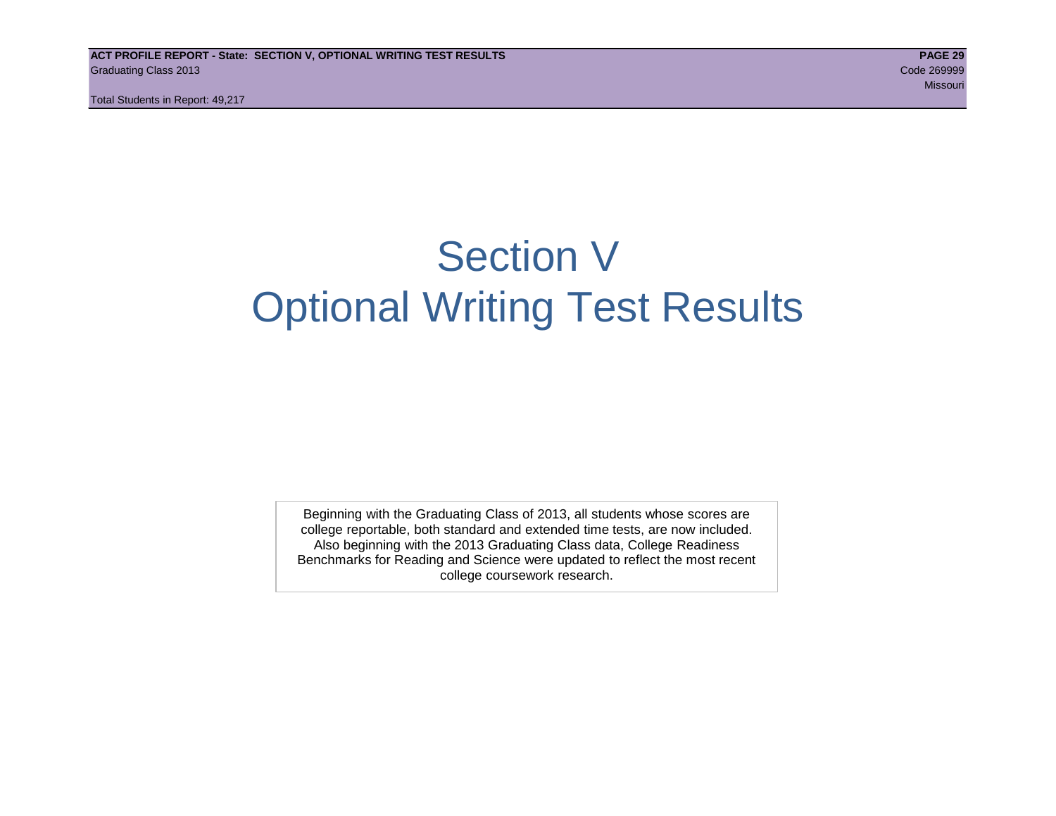# Section V
# Optional Writing Test Results

Beginning with the Graduating Class of 2013, all students whose scores are college reportable, both standard and extended time tests, are now included. Also beginning with the 2013 Graduating Class data, College Readiness Benchmarks for Reading and Science were updated to reflect the most recent college coursework research.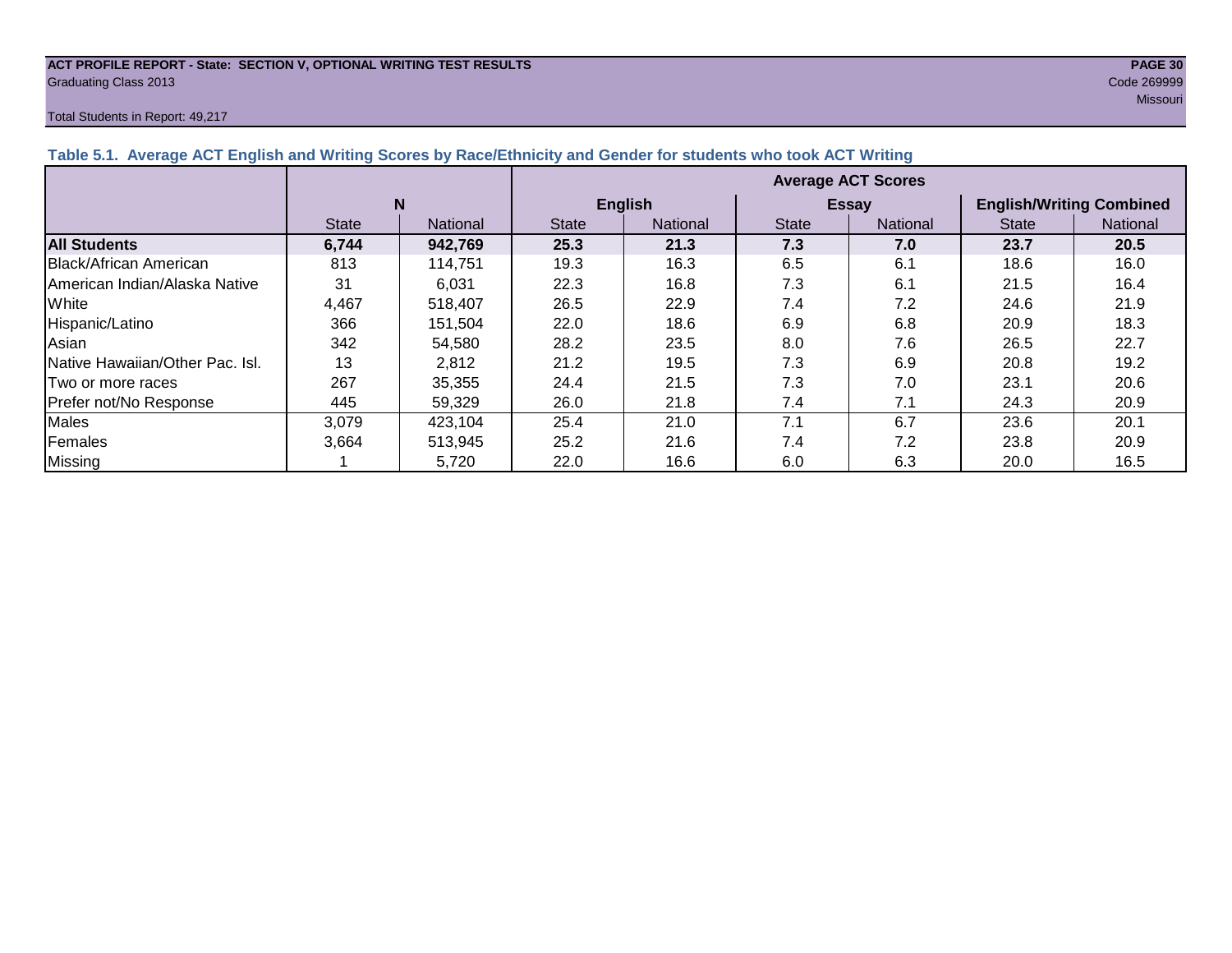**ACT PROFILE REPORT - State: SECTION V, OPTIONAL WRITING TEST RESULTS**
Graduating Class 2013
Code 269999
Missouri

Total Students in Report: 49,217

### Table 5.1. Average ACT English and Writing Scores by Race/Ethnicity and Gender for students who took ACT Writing

| | N | | Average ACT Scores | | | | | |
|---|---|---|---|---|---|---|---|---|
| | | | English | | Essay | | English/Writing Combined | |
| | State | National | State | National | State | National | State | National |
| **All Students** | **6,744** | **942,769** | **25.3** | **21.3** | **7.3** | **7.0** | **23.7** | **20.5** |
| Black/African American | 813 | 114,751 | 19.3 | 16.3 | 6.5 | 6.1 | 18.6 | 16.0 |
| American Indian/Alaska Native | 31 | 6,031 | 22.3 | 16.8 | 7.3 | 6.1 | 21.5 | 16.4 |
| White | 4,467 | 518,407 | 26.5 | 22.9 | 7.4 | 7.2 | 24.6 | 21.9 |
| Hispanic/Latino | 366 | 151,504 | 22.0 | 18.6 | 6.9 | 6.8 | 20.9 | 18.3 |
| Asian | 342 | 54,580 | 28.2 | 23.5 | 8.0 | 7.6 | 26.5 | 22.7 |
| Native Hawaiian/Other Pac. Isl. | 13 | 2,812 | 21.2 | 19.5 | 7.3 | 6.9 | 20.8 | 19.2 |
| Two or more races | 267 | 35,355 | 24.4 | 21.5 | 7.3 | 7.0 | 23.1 | 20.6 |
| Prefer not/No Response | 445 | 59,329 | 26.0 | 21.8 | 7.4 | 7.1 | 24.3 | 20.9 |
| Males | 3,079 | 423,104 | 25.4 | 21.0 | 7.1 | 6.7 | 23.6 | 20.1 |
| Females | 3,664 | 513,945 | 25.2 | 21.6 | 7.4 | 7.2 | 23.8 | 20.9 |
| Missing | 1 | 5,720 | 22.0 | 16.6 | 6.0 | 6.3 | 20.0 | 16.5 |